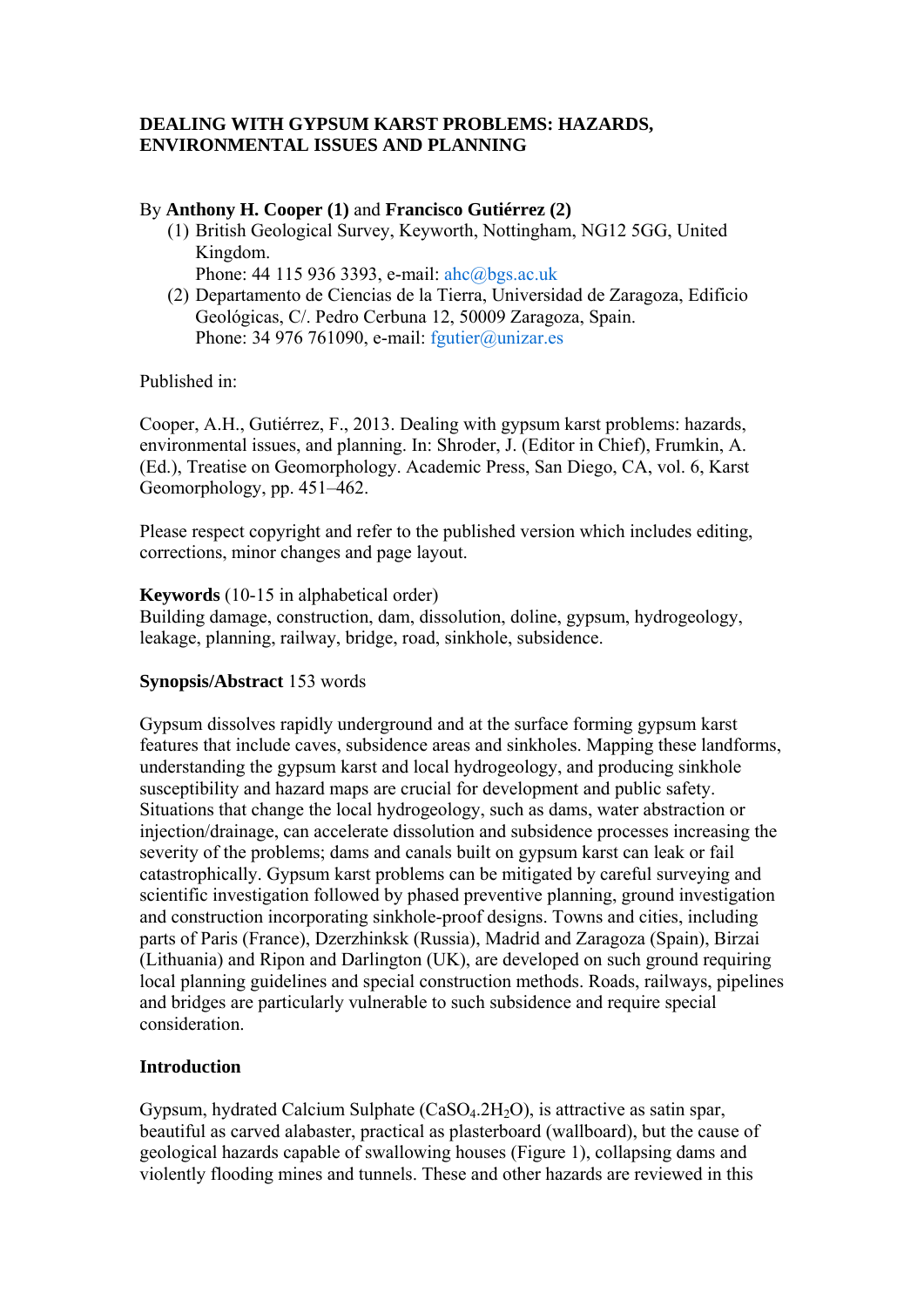# DEALING WITH GYPSUM KARST PROBLEMS: HAZARDS, ENVIRONMENTAL ISSUES AND PLANNING

By **Anthony H. Cooper (1)** and **Francisco Gutiérrez (2)**

1. British Geological Survey, Keyworth, Nottingham, NG12 5GG, United Kingdom.
   Phone: 44 115 936 3393, e-mail: ahc@bgs.ac.uk
2. Departamento de Ciencias de la Tierra, Universidad de Zaragoza, Edificio Geológicas, C/. Pedro Cerbuna 12, 50009 Zaragoza, Spain.
   Phone: 34 976 761090, e-mail: fgutier@unizar.es

Published in:

Cooper, A.H., Gutiérrez, F., 2013. Dealing with gypsum karst problems: hazards, environmental issues, and planning. In: Shroder, J. (Editor in Chief), Frumkin, A. (Ed.), Treatise on Geomorphology. Academic Press, San Diego, CA, vol. 6, Karst Geomorphology, pp. 451–462.

Please respect copyright and refer to the published version which includes editing, corrections, minor changes and page layout.

**Keywords** (10-15 in alphabetical order)
Building damage, construction, dam, dissolution, doline, gypsum, hydrogeology, leakage, planning, railway, bridge, road, sinkhole, subsidence.

**Synopsis/Abstract** 153 words

Gypsum dissolves rapidly underground and at the surface forming gypsum karst features that include caves, subsidence areas and sinkholes. Mapping these landforms, understanding the gypsum karst and local hydrogeology, and producing sinkhole susceptibility and hazard maps are crucial for development and public safety. Situations that change the local hydrogeology, such as dams, water abstraction or injection/drainage, can accelerate dissolution and subsidence processes increasing the severity of the problems; dams and canals built on gypsum karst can leak or fail catastrophically. Gypsum karst problems can be mitigated by careful surveying and scientific investigation followed by phased preventive planning, ground investigation and construction incorporating sinkhole-proof designs. Towns and cities, including parts of Paris (France), Dzerzhinksk (Russia), Madrid and Zaragoza (Spain), Birzai (Lithuania) and Ripon and Darlington (UK), are developed on such ground requiring local planning guidelines and special construction methods. Roads, railways, pipelines and bridges are particularly vulnerable to such subsidence and require special consideration.

## Introduction

Gypsum, hydrated Calcium Sulphate ($CaSO_4.2H_2O$), is attractive as satin spar, beautiful as carved alabaster, practical as plasterboard (wallboard), but the cause of geological hazards capable of swallowing houses (Figure 1), collapsing dams and violently flooding mines and tunnels. These and other hazards are reviewed in this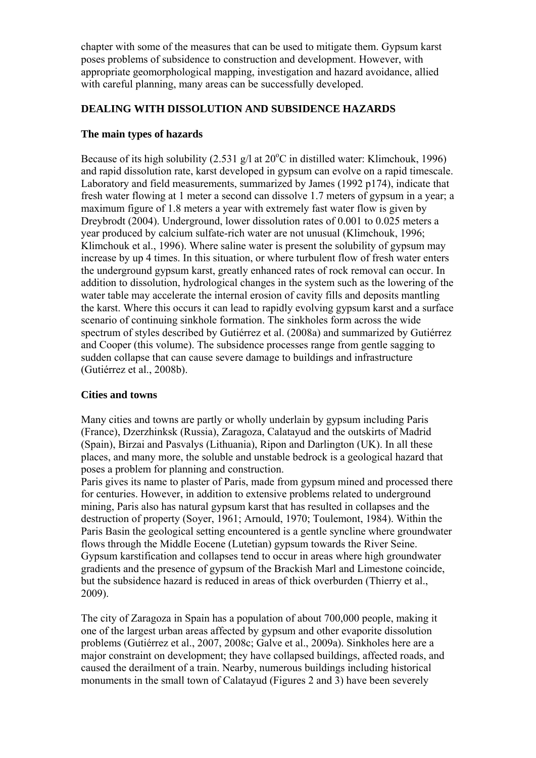chapter with some of the measures that can be used to mitigate them. Gypsum karst poses problems of subsidence to construction and development. However, with appropriate geomorphological mapping, investigation and hazard avoidance, allied with careful planning, many areas can be successfully developed.

## DEALING WITH DISSOLUTION AND SUBSIDENCE HAZARDS

### The main types of hazards

Because of its high solubility (2.531 g/l at 20$^{o}$C in distilled water: Klimchouk, 1996) and rapid dissolution rate, karst developed in gypsum can evolve on a rapid timescale. Laboratory and field measurements, summarized by James (1992 p174), indicate that fresh water flowing at 1 meter a second can dissolve 1.7 meters of gypsum in a year; a maximum figure of 1.8 meters a year with extremely fast water flow is given by Dreybrodt (2004). Underground, lower dissolution rates of 0.001 to 0.025 meters a year produced by calcium sulfate-rich water are not unusual (Klimchouk, 1996; Klimchouk et al., 1996). Where saline water is present the solubility of gypsum may increase by up 4 times. In this situation, or where turbulent flow of fresh water enters the underground gypsum karst, greatly enhanced rates of rock removal can occur. In addition to dissolution, hydrological changes in the system such as the lowering of the water table may accelerate the internal erosion of cavity fills and deposits mantling the karst. Where this occurs it can lead to rapidly evolving gypsum karst and a surface scenario of continuing sinkhole formation. The sinkholes form across the wide spectrum of styles described by Gutiérrez et al. (2008a) and summarized by Gutiérrez and Cooper (this volume). The subsidence processes range from gentle sagging to sudden collapse that can cause severe damage to buildings and infrastructure (Gutiérrez et al., 2008b).

### Cities and towns

Many cities and towns are partly or wholly underlain by gypsum including Paris (France), Dzerzhinksk (Russia), Zaragoza, Calatayud and the outskirts of Madrid (Spain), Birzai and Pasvalys (Lithuania), Ripon and Darlington (UK). In all these places, and many more, the soluble and unstable bedrock is a geological hazard that poses a problem for planning and construction.
Paris gives its name to plaster of Paris, made from gypsum mined and processed there for centuries. However, in addition to extensive problems related to underground mining, Paris also has natural gypsum karst that has resulted in collapses and the destruction of property (Soyer, 1961; Arnould, 1970; Toulemont, 1984). Within the Paris Basin the geological setting encountered is a gentle syncline where groundwater flows through the Middle Eocene (Lutetian) gypsum towards the River Seine. Gypsum karstification and collapses tend to occur in areas where high groundwater gradients and the presence of gypsum of the Brackish Marl and Limestone coincide, but the subsidence hazard is reduced in areas of thick overburden (Thierry et al., 2009).

The city of Zaragoza in Spain has a population of about 700,000 people, making it one of the largest urban areas affected by gypsum and other evaporite dissolution problems (Gutiérrez et al., 2007, 2008c; Galve et al., 2009a). Sinkholes here are a major constraint on development; they have collapsed buildings, affected roads, and caused the derailment of a train. Nearby, numerous buildings including historical monuments in the small town of Calatayud (Figures 2 and 3) have been severely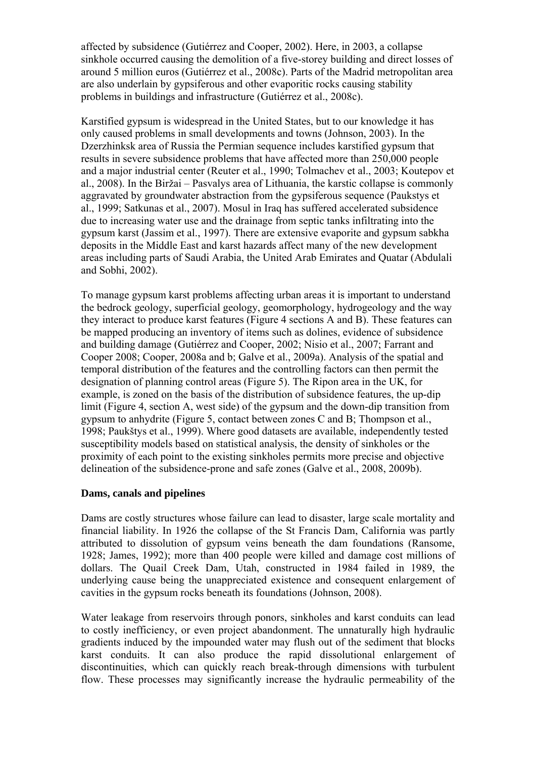affected by subsidence (Gutiérrez and Cooper, 2002). Here, in 2003, a collapse sinkhole occurred causing the demolition of a five-storey building and direct losses of around 5 million euros (Gutiérrez et al., 2008c). Parts of the Madrid metropolitan area are also underlain by gypsiferous and other evaporitic rocks causing stability problems in buildings and infrastructure (Gutiérrez et al., 2008c).

Karstified gypsum is widespread in the United States, but to our knowledge it has only caused problems in small developments and towns (Johnson, 2003). In the Dzerzhinksk area of Russia the Permian sequence includes karstified gypsum that results in severe subsidence problems that have affected more than 250,000 people and a major industrial center (Reuter et al., 1990; Tolmachev et al., 2003; Koutepov et al., 2008). In the Biržai – Pasvalys area of Lithuania, the karstic collapse is commonly aggravated by groundwater abstraction from the gypsiferous sequence (Paukstys et al., 1999; Satkunas et al., 2007). Mosul in Iraq has suffered accelerated subsidence due to increasing water use and the drainage from septic tanks infiltrating into the gypsum karst (Jassim et al., 1997). There are extensive evaporite and gypsum sabkha deposits in the Middle East and karst hazards affect many of the new development areas including parts of Saudi Arabia, the United Arab Emirates and Quatar (Abdulali and Sobhi, 2002).

To manage gypsum karst problems affecting urban areas it is important to understand the bedrock geology, superficial geology, geomorphology, hydrogeology and the way they interact to produce karst features (Figure 4 sections A and B). These features can be mapped producing an inventory of items such as dolines, evidence of subsidence and building damage (Gutiérrez and Cooper, 2002; Nisio et al., 2007; Farrant and Cooper 2008; Cooper, 2008a and b; Galve et al., 2009a). Analysis of the spatial and temporal distribution of the features and the controlling factors can then permit the designation of planning control areas (Figure 5). The Ripon area in the UK, for example, is zoned on the basis of the distribution of subsidence features, the up-dip limit (Figure 4, section A, west side) of the gypsum and the down-dip transition from gypsum to anhydrite (Figure 5, contact between zones C and B; Thompson et al., 1998; Paukštys et al., 1999). Where good datasets are available, independently tested susceptibility models based on statistical analysis, the density of sinkholes or the proximity of each point to the existing sinkholes permits more precise and objective delineation of the subsidence-prone and safe zones (Galve et al., 2008, 2009b).

## Dams, canals and pipelines

Dams are costly structures whose failure can lead to disaster, large scale mortality and financial liability. In 1926 the collapse of the St Francis Dam, California was partly attributed to dissolution of gypsum veins beneath the dam foundations (Ransome, 1928; James, 1992); more than 400 people were killed and damage cost millions of dollars. The Quail Creek Dam, Utah, constructed in 1984 failed in 1989, the underlying cause being the unappreciated existence and consequent enlargement of cavities in the gypsum rocks beneath its foundations (Johnson, 2008).

Water leakage from reservoirs through ponors, sinkholes and karst conduits can lead to costly inefficiency, or even project abandonment. The unnaturally high hydraulic gradients induced by the impounded water may flush out of the sediment that blocks karst conduits. It can also produce the rapid dissolutional enlargement of discontinuities, which can quickly reach break-through dimensions with turbulent flow. These processes may significantly increase the hydraulic permeability of the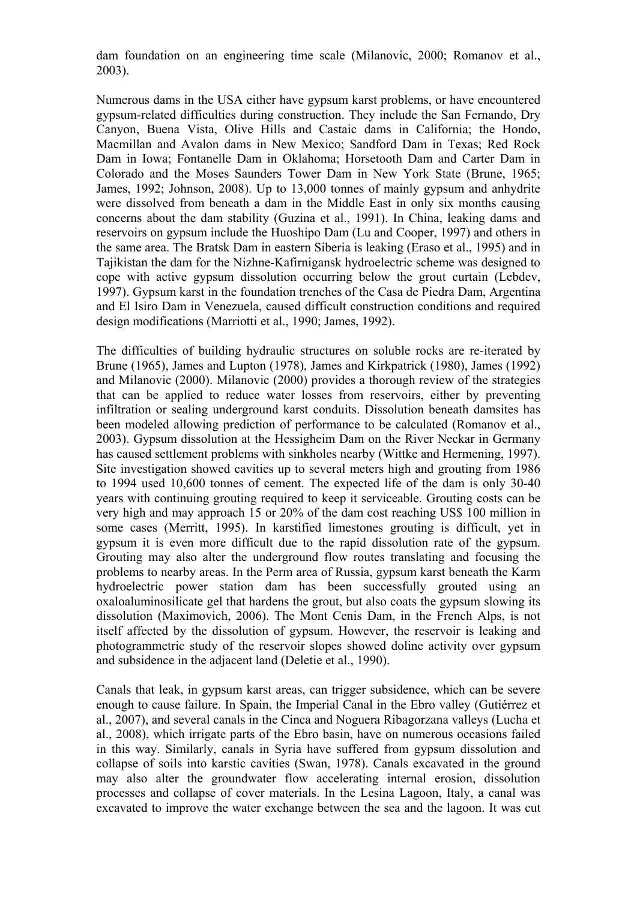dam foundation on an engineering time scale (Milanovic, 2000; Romanov et al., 2003).

Numerous dams in the USA either have gypsum karst problems, or have encountered gypsum-related difficulties during construction. They include the San Fernando, Dry Canyon, Buena Vista, Olive Hills and Castaic dams in California; the Hondo, Macmillan and Avalon dams in New Mexico; Sandford Dam in Texas; Red Rock Dam in Iowa; Fontanelle Dam in Oklahoma; Horsetooth Dam and Carter Dam in Colorado and the Moses Saunders Tower Dam in New York State (Brune, 1965; James, 1992; Johnson, 2008). Up to 13,000 tonnes of mainly gypsum and anhydrite were dissolved from beneath a dam in the Middle East in only six months causing concerns about the dam stability (Guzina et al., 1991). In China, leaking dams and reservoirs on gypsum include the Huoshipo Dam (Lu and Cooper, 1997) and others in the same area. The Bratsk Dam in eastern Siberia is leaking (Eraso et al., 1995) and in Tajikistan the dam for the Nizhne-Kafirnigansk hydroelectric scheme was designed to cope with active gypsum dissolution occurring below the grout curtain (Lebdev, 1997). Gypsum karst in the foundation trenches of the Casa de Piedra Dam, Argentina and El Isiro Dam in Venezuela, caused difficult construction conditions and required design modifications (Marriotti et al., 1990; James, 1992).

The difficulties of building hydraulic structures on soluble rocks are re-iterated by Brune (1965), James and Lupton (1978), James and Kirkpatrick (1980), James (1992) and Milanovic (2000). Milanovic (2000) provides a thorough review of the strategies that can be applied to reduce water losses from reservoirs, either by preventing infiltration or sealing underground karst conduits. Dissolution beneath damsites has been modeled allowing prediction of performance to be calculated (Romanov et al., 2003). Gypsum dissolution at the Hessigheim Dam on the River Neckar in Germany has caused settlement problems with sinkholes nearby (Wittke and Hermening, 1997). Site investigation showed cavities up to several meters high and grouting from 1986 to 1994 used 10,600 tonnes of cement. The expected life of the dam is only 30-40 years with continuing grouting required to keep it serviceable. Grouting costs can be very high and may approach 15 or 20% of the dam cost reaching US$ 100 million in some cases (Merritt, 1995). In karstified limestones grouting is difficult, yet in gypsum it is even more difficult due to the rapid dissolution rate of the gypsum. Grouting may also alter the underground flow routes translating and focusing the problems to nearby areas. In the Perm area of Russia, gypsum karst beneath the Karm hydroelectric power station dam has been successfully grouted using an oxaloaluminosilicate gel that hardens the grout, but also coats the gypsum slowing its dissolution (Maximovich, 2006). The Mont Cenis Dam, in the French Alps, is not itself affected by the dissolution of gypsum. However, the reservoir is leaking and photogrammetric study of the reservoir slopes showed doline activity over gypsum and subsidence in the adjacent land (Deletie et al., 1990).

Canals that leak, in gypsum karst areas, can trigger subsidence, which can be severe enough to cause failure. In Spain, the Imperial Canal in the Ebro valley (Gutiérrez et al., 2007), and several canals in the Cinca and Noguera Ribagorzana valleys (Lucha et al., 2008), which irrigate parts of the Ebro basin, have on numerous occasions failed in this way. Similarly, canals in Syria have suffered from gypsum dissolution and collapse of soils into karstic cavities (Swan, 1978). Canals excavated in the ground may also alter the groundwater flow accelerating internal erosion, dissolution processes and collapse of cover materials. In the Lesina Lagoon, Italy, a canal was excavated to improve the water exchange between the sea and the lagoon. It was cut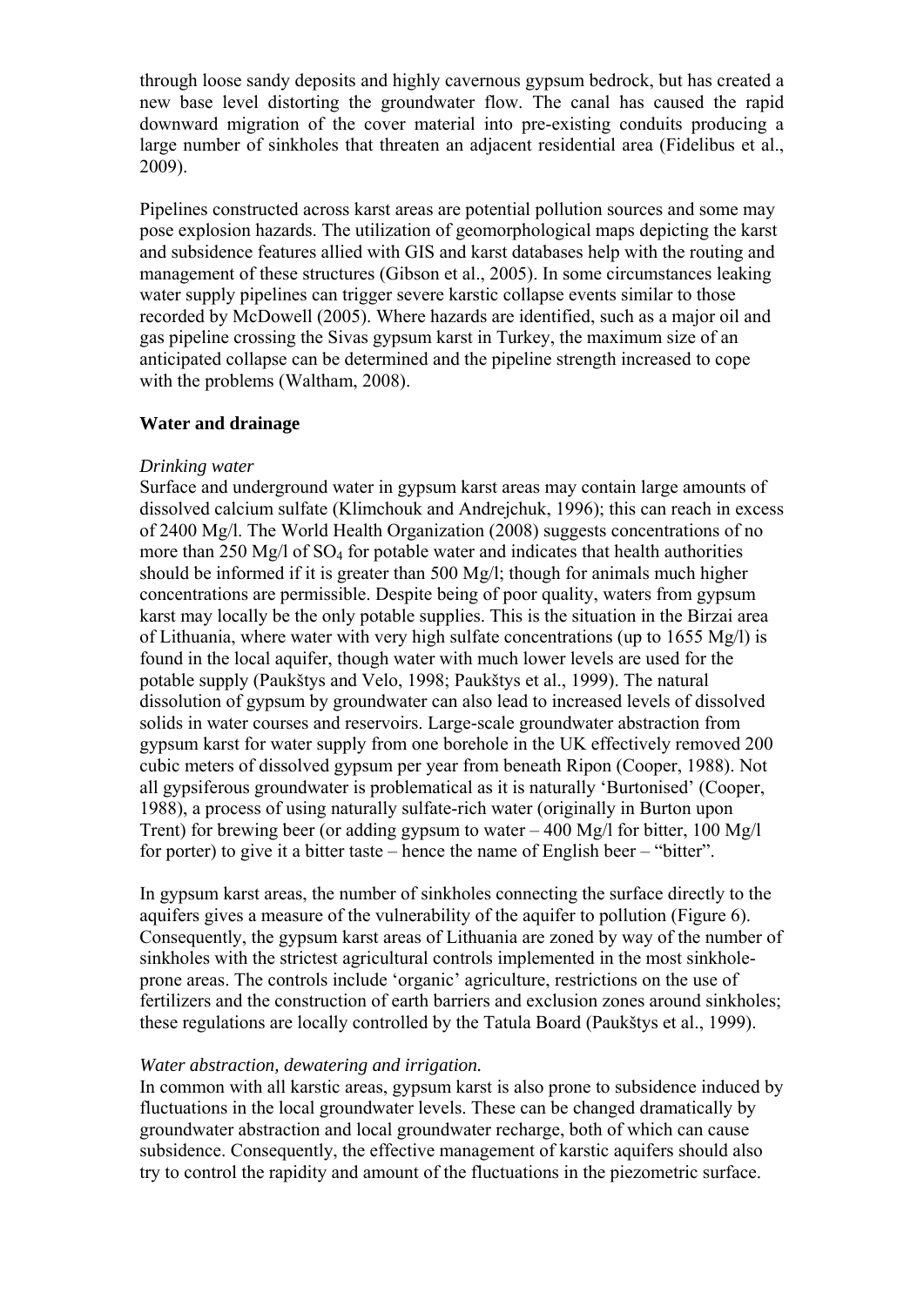through loose sandy deposits and highly cavernous gypsum bedrock, but has created a new base level distorting the groundwater flow. The canal has caused the rapid downward migration of the cover material into pre-existing conduits producing a large number of sinkholes that threaten an adjacent residential area (Fidelibus et al., 2009).

Pipelines constructed across karst areas are potential pollution sources and some may pose explosion hazards. The utilization of geomorphological maps depicting the karst and subsidence features allied with GIS and karst databases help with the routing and management of these structures (Gibson et al., 2005). In some circumstances leaking water supply pipelines can trigger severe karstic collapse events similar to those recorded by McDowell (2005). Where hazards are identified, such as a major oil and gas pipeline crossing the Sivas gypsum karst in Turkey, the maximum size of an anticipated collapse can be determined and the pipeline strength increased to cope with the problems (Waltham, 2008).

## Water and drainage

### *Drinking water*

Surface and underground water in gypsum karst areas may contain large amounts of dissolved calcium sulfate (Klimchouk and Andrejchuk, 1996); this can reach in excess of 2400 Mg/l. The World Health Organization (2008) suggests concentrations of no more than 250 Mg/l of $SO_4$ for potable water and indicates that health authorities should be informed if it is greater than 500 Mg/l; though for animals much higher concentrations are permissible. Despite being of poor quality, waters from gypsum karst may locally be the only potable supplies. This is the situation in the Birzai area of Lithuania, where water with very high sulfate concentrations (up to 1655 Mg/l) is found in the local aquifer, though water with much lower levels are used for the potable supply (Paukštys and Velo, 1998; Paukštys et al., 1999). The natural dissolution of gypsum by groundwater can also lead to increased levels of dissolved solids in water courses and reservoirs. Large-scale groundwater abstraction from gypsum karst for water supply from one borehole in the UK effectively removed 200 cubic meters of dissolved gypsum per year from beneath Ripon (Cooper, 1988). Not all gypsiferous groundwater is problematical as it is naturally 'Burtonised' (Cooper, 1988), a process of using naturally sulfate-rich water (originally in Burton upon Trent) for brewing beer (or adding gypsum to water – 400 Mg/l for bitter, 100 Mg/l for porter) to give it a bitter taste – hence the name of English beer – "bitter".

In gypsum karst areas, the number of sinkholes connecting the surface directly to the aquifers gives a measure of the vulnerability of the aquifer to pollution (Figure 6). Consequently, the gypsum karst areas of Lithuania are zoned by way of the number of sinkholes with the strictest agricultural controls implemented in the most sinkhole-prone areas. The controls include 'organic' agriculture, restrictions on the use of fertilizers and the construction of earth barriers and exclusion zones around sinkholes; these regulations are locally controlled by the Tatula Board (Paukštys et al., 1999).

### *Water abstraction, dewatering and irrigation.*

In common with all karstic areas, gypsum karst is also prone to subsidence induced by fluctuations in the local groundwater levels. These can be changed dramatically by groundwater abstraction and local groundwater recharge, both of which can cause subsidence. Consequently, the effective management of karstic aquifers should also try to control the rapidity and amount of the fluctuations in the piezometric surface.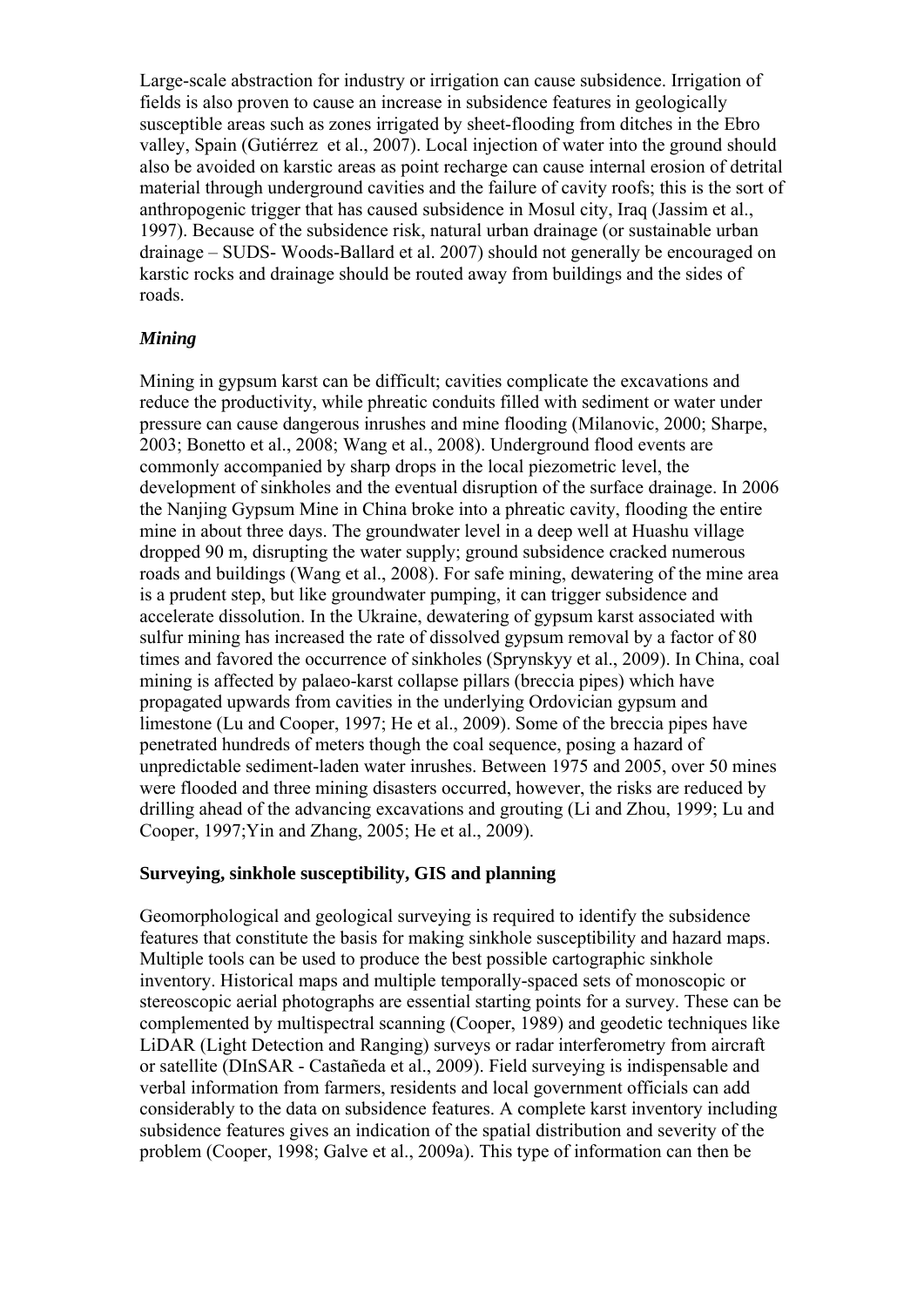Large-scale abstraction for industry or irrigation can cause subsidence. Irrigation of fields is also proven to cause an increase in subsidence features in geologically susceptible areas such as zones irrigated by sheet-flooding from ditches in the Ebro valley, Spain (Gutiérrez  et al., 2007). Local injection of water into the ground should also be avoided on karstic areas as point recharge can cause internal erosion of detrital material through underground cavities and the failure of cavity roofs; this is the sort of anthropogenic trigger that has caused subsidence in Mosul city, Iraq (Jassim et al., 1997). Because of the subsidence risk, natural urban drainage (or sustainable urban drainage – SUDS- Woods-Ballard et al. 2007) should not generally be encouraged on karstic rocks and drainage should be routed away from buildings and the sides of roads.

***Mining***

Mining in gypsum karst can be difficult; cavities complicate the excavations and reduce the productivity, while phreatic conduits filled with sediment or water under pressure can cause dangerous inrushes and mine flooding (Milanovic, 2000; Sharpe, 2003; Bonetto et al., 2008; Wang et al., 2008). Underground flood events are commonly accompanied by sharp drops in the local piezometric level, the development of sinkholes and the eventual disruption of the surface drainage. In 2006 the Nanjing Gypsum Mine in China broke into a phreatic cavity, flooding the entire mine in about three days. The groundwater level in a deep well at Huashu village dropped 90 m, disrupting the water supply; ground subsidence cracked numerous roads and buildings (Wang et al., 2008). For safe mining, dewatering of the mine area is a prudent step, but like groundwater pumping, it can trigger subsidence and accelerate dissolution. In the Ukraine, dewatering of gypsum karst associated with sulfur mining has increased the rate of dissolved gypsum removal by a factor of 80 times and favored the occurrence of sinkholes (Sprynskyy et al., 2009). In China, coal mining is affected by palaeo-karst collapse pillars (breccia pipes) which have propagated upwards from cavities in the underlying Ordovician gypsum and limestone (Lu and Cooper, 1997; He et al., 2009). Some of the breccia pipes have penetrated hundreds of meters though the coal sequence, posing a hazard of unpredictable sediment-laden water inrushes. Between 1975 and 2005, over 50 mines were flooded and three mining disasters occurred, however, the risks are reduced by drilling ahead of the advancing excavations and grouting (Li and Zhou, 1999; Lu and Cooper, 1997;Yin and Zhang, 2005; He et al., 2009).

**Surveying, sinkhole susceptibility, GIS and planning**

Geomorphological and geological surveying is required to identify the subsidence features that constitute the basis for making sinkhole susceptibility and hazard maps. Multiple tools can be used to produce the best possible cartographic sinkhole inventory. Historical maps and multiple temporally-spaced sets of monoscopic or stereoscopic aerial photographs are essential starting points for a survey. These can be complemented by multispectral scanning (Cooper, 1989) and geodetic techniques like LiDAR (Light Detection and Ranging) surveys or radar interferometry from aircraft or satellite (DInSAR - Castañeda et al., 2009). Field surveying is indispensable and verbal information from farmers, residents and local government officials can add considerably to the data on subsidence features. A complete karst inventory including subsidence features gives an indication of the spatial distribution and severity of the problem (Cooper, 1998; Galve et al., 2009a). This type of information can then be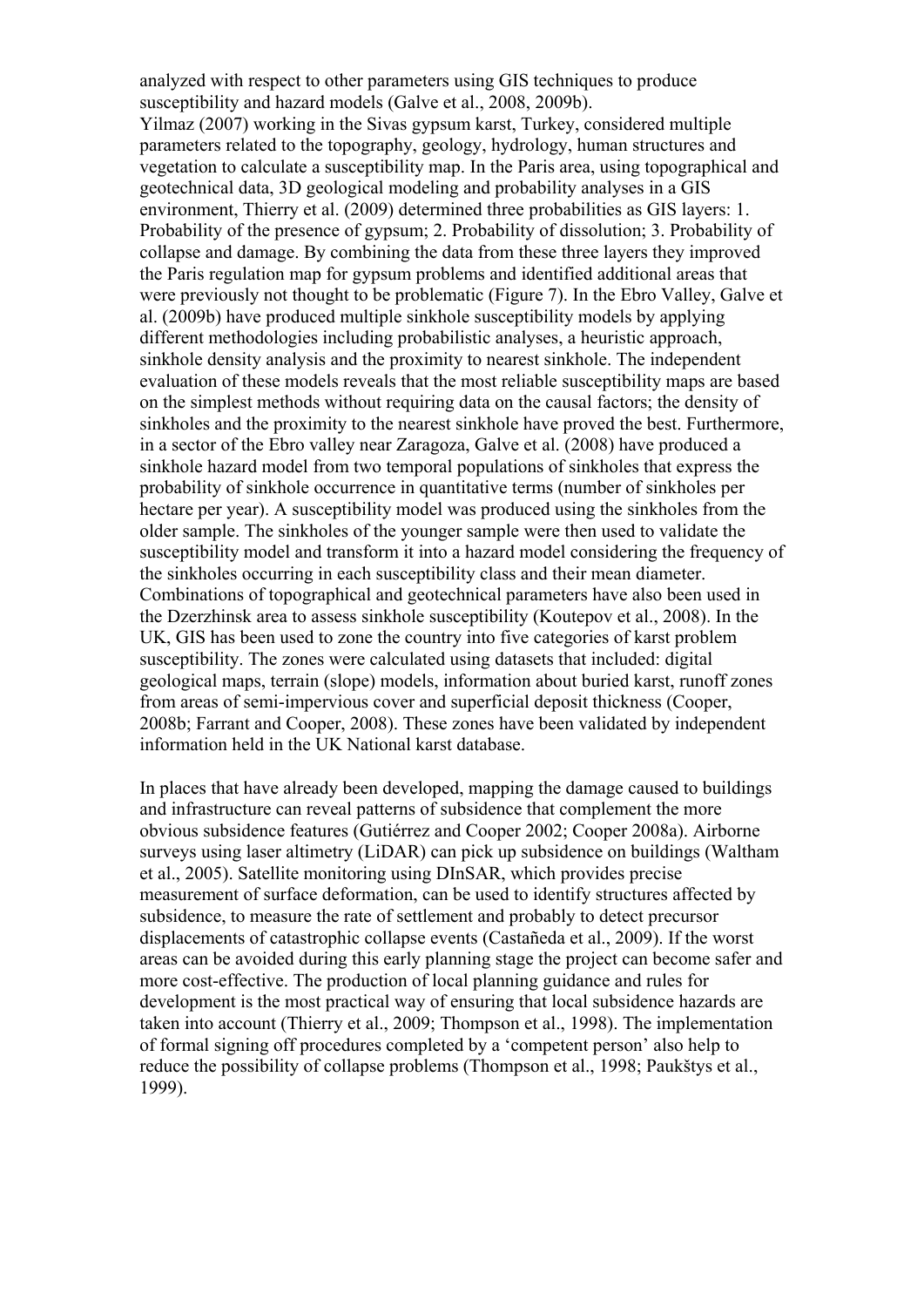analyzed with respect to other parameters using GIS techniques to produce susceptibility and hazard models (Galve et al., 2008, 2009b).
Yilmaz (2007) working in the Sivas gypsum karst, Turkey, considered multiple parameters related to the topography, geology, hydrology, human structures and vegetation to calculate a susceptibility map. In the Paris area, using topographical and geotechnical data, 3D geological modeling and probability analyses in a GIS environment, Thierry et al. (2009) determined three probabilities as GIS layers: 1. Probability of the presence of gypsum; 2. Probability of dissolution; 3. Probability of collapse and damage. By combining the data from these three layers they improved the Paris regulation map for gypsum problems and identified additional areas that were previously not thought to be problematic (Figure 7). In the Ebro Valley, Galve et al. (2009b) have produced multiple sinkhole susceptibility models by applying different methodologies including probabilistic analyses, a heuristic approach, sinkhole density analysis and the proximity to nearest sinkhole. The independent evaluation of these models reveals that the most reliable susceptibility maps are based on the simplest methods without requiring data on the causal factors; the density of sinkholes and the proximity to the nearest sinkhole have proved the best. Furthermore, in a sector of the Ebro valley near Zaragoza, Galve et al. (2008) have produced a sinkhole hazard model from two temporal populations of sinkholes that express the probability of sinkhole occurrence in quantitative terms (number of sinkholes per hectare per year). A susceptibility model was produced using the sinkholes from the older sample. The sinkholes of the younger sample were then used to validate the susceptibility model and transform it into a hazard model considering the frequency of the sinkholes occurring in each susceptibility class and their mean diameter. Combinations of topographical and geotechnical parameters have also been used in the Dzerzhinsk area to assess sinkhole susceptibility (Koutepov et al., 2008). In the UK, GIS has been used to zone the country into five categories of karst problem susceptibility. The zones were calculated using datasets that included: digital geological maps, terrain (slope) models, information about buried karst, runoff zones from areas of semi-impervious cover and superficial deposit thickness (Cooper, 2008b; Farrant and Cooper, 2008). These zones have been validated by independent information held in the UK National karst database.

In places that have already been developed, mapping the damage caused to buildings and infrastructure can reveal patterns of subsidence that complement the more obvious subsidence features (Gutiérrez and Cooper 2002; Cooper 2008a). Airborne surveys using laser altimetry (LiDAR) can pick up subsidence on buildings (Waltham et al., 2005). Satellite monitoring using DInSAR, which provides precise measurement of surface deformation, can be used to identify structures affected by subsidence, to measure the rate of settlement and probably to detect precursor displacements of catastrophic collapse events (Castañeda et al., 2009). If the worst areas can be avoided during this early planning stage the project can become safer and more cost-effective. The production of local planning guidance and rules for development is the most practical way of ensuring that local subsidence hazards are taken into account (Thierry et al., 2009; Thompson et al., 1998). The implementation of formal signing off procedures completed by a 'competent person' also help to reduce the possibility of collapse problems (Thompson et al., 1998; Paukštys et al., 1999).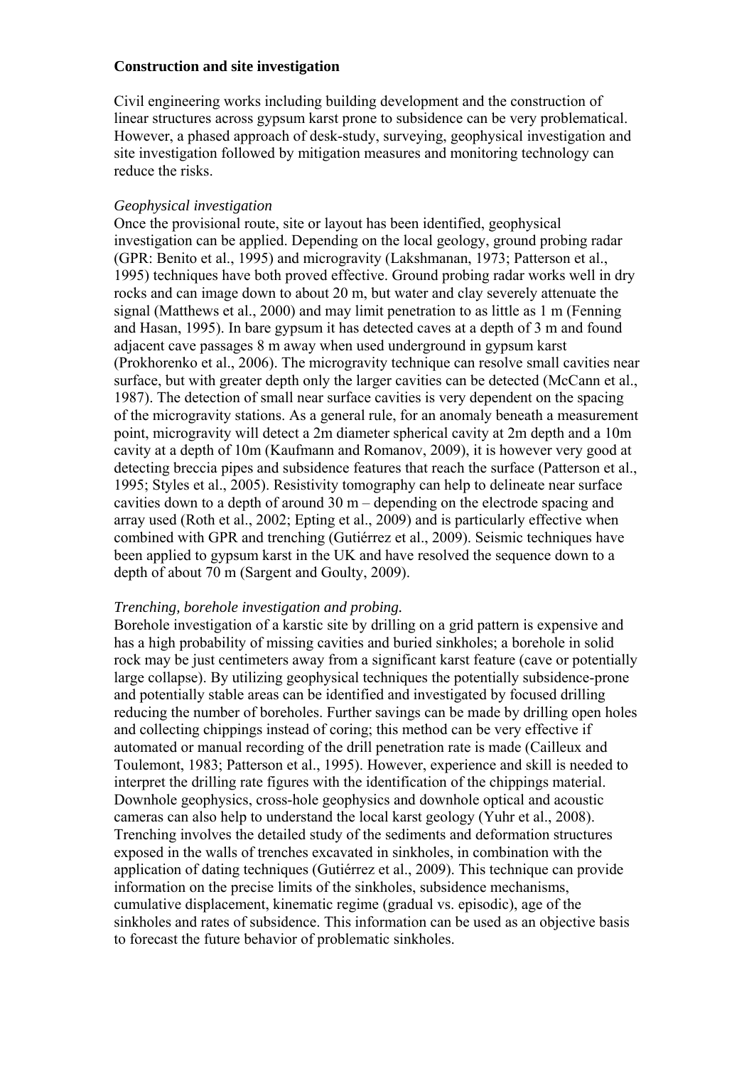**Construction and site investigation**

Civil engineering works including building development and the construction of linear structures across gypsum karst prone to subsidence can be very problematical. However, a phased approach of desk-study, surveying, geophysical investigation and site investigation followed by mitigation measures and monitoring technology can reduce the risks.

*Geophysical investigation*

Once the provisional route, site or layout has been identified, geophysical investigation can be applied. Depending on the local geology, ground probing radar (GPR: Benito et al., 1995) and microgravity (Lakshmanan, 1973; Patterson et al., 1995) techniques have both proved effective. Ground probing radar works well in dry rocks and can image down to about 20 m, but water and clay severely attenuate the signal (Matthews et al., 2000) and may limit penetration to as little as 1 m (Fenning and Hasan, 1995). In bare gypsum it has detected caves at a depth of 3 m and found adjacent cave passages 8 m away when used underground in gypsum karst (Prokhorenko et al., 2006). The microgravity technique can resolve small cavities near surface, but with greater depth only the larger cavities can be detected (McCann et al., 1987). The detection of small near surface cavities is very dependent on the spacing of the microgravity stations. As a general rule, for an anomaly beneath a measurement point, microgravity will detect a 2m diameter spherical cavity at 2m depth and a 10m cavity at a depth of 10m (Kaufmann and Romanov, 2009), it is however very good at detecting breccia pipes and subsidence features that reach the surface (Patterson et al., 1995; Styles et al., 2005). Resistivity tomography can help to delineate near surface cavities down to a depth of around 30 m – depending on the electrode spacing and array used (Roth et al., 2002; Epting et al., 2009) and is particularly effective when combined with GPR and trenching (Gutiérrez et al., 2009). Seismic techniques have been applied to gypsum karst in the UK and have resolved the sequence down to a depth of about 70 m (Sargent and Goulty, 2009).

*Trenching, borehole investigation and probing.*

Borehole investigation of a karstic site by drilling on a grid pattern is expensive and has a high probability of missing cavities and buried sinkholes; a borehole in solid rock may be just centimeters away from a significant karst feature (cave or potentially large collapse). By utilizing geophysical techniques the potentially subsidence-prone and potentially stable areas can be identified and investigated by focused drilling reducing the number of boreholes. Further savings can be made by drilling open holes and collecting chippings instead of coring; this method can be very effective if automated or manual recording of the drill penetration rate is made (Cailleux and Toulemont, 1983; Patterson et al., 1995). However, experience and skill is needed to interpret the drilling rate figures with the identification of the chippings material. Downhole geophysics, cross-hole geophysics and downhole optical and acoustic cameras can also help to understand the local karst geology (Yuhr et al., 2008). Trenching involves the detailed study of the sediments and deformation structures exposed in the walls of trenches excavated in sinkholes, in combination with the application of dating techniques (Gutiérrez et al., 2009). This technique can provide information on the precise limits of the sinkholes, subsidence mechanisms, cumulative displacement, kinematic regime (gradual vs. episodic), age of the sinkholes and rates of subsidence. This information can be used as an objective basis to forecast the future behavior of problematic sinkholes.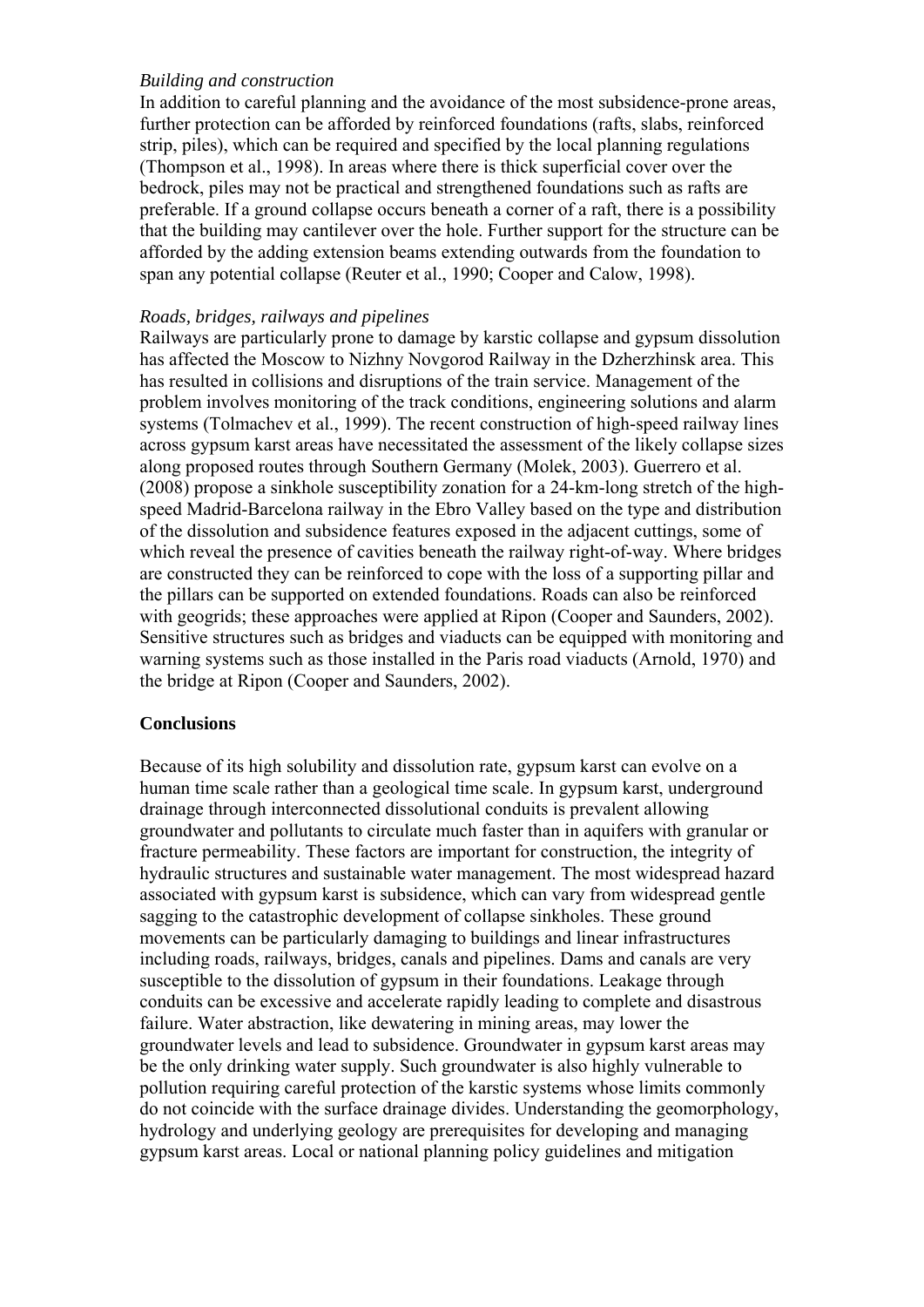*Building and construction*

In addition to careful planning and the avoidance of the most subsidence-prone areas, further protection can be afforded by reinforced foundations (rafts, slabs, reinforced strip, piles), which can be required and specified by the local planning regulations (Thompson et al., 1998). In areas where there is thick superficial cover over the bedrock, piles may not be practical and strengthened foundations such as rafts are preferable. If a ground collapse occurs beneath a corner of a raft, there is a possibility that the building may cantilever over the hole. Further support for the structure can be afforded by the adding extension beams extending outwards from the foundation to span any potential collapse (Reuter et al., 1990; Cooper and Calow, 1998).

*Roads, bridges, railways and pipelines*

Railways are particularly prone to damage by karstic collapse and gypsum dissolution has affected the Moscow to Nizhny Novgorod Railway in the Dzherzhinsk area. This has resulted in collisions and disruptions of the train service. Management of the problem involves monitoring of the track conditions, engineering solutions and alarm systems (Tolmachev et al., 1999). The recent construction of high-speed railway lines across gypsum karst areas have necessitated the assessment of the likely collapse sizes along proposed routes through Southern Germany (Molek, 2003). Guerrero et al. (2008) propose a sinkhole susceptibility zonation for a 24-km-long stretch of the high-speed Madrid-Barcelona railway in the Ebro Valley based on the type and distribution of the dissolution and subsidence features exposed in the adjacent cuttings, some of which reveal the presence of cavities beneath the railway right-of-way. Where bridges are constructed they can be reinforced to cope with the loss of a supporting pillar and the pillars can be supported on extended foundations. Roads can also be reinforced with geogrids; these approaches were applied at Ripon (Cooper and Saunders, 2002). Sensitive structures such as bridges and viaducts can be equipped with monitoring and warning systems such as those installed in the Paris road viaducts (Arnold, 1970) and the bridge at Ripon (Cooper and Saunders, 2002).

**Conclusions**

Because of its high solubility and dissolution rate, gypsum karst can evolve on a human time scale rather than a geological time scale. In gypsum karst, underground drainage through interconnected dissolutional conduits is prevalent allowing groundwater and pollutants to circulate much faster than in aquifers with granular or fracture permeability. These factors are important for construction, the integrity of hydraulic structures and sustainable water management. The most widespread hazard associated with gypsum karst is subsidence, which can vary from widespread gentle sagging to the catastrophic development of collapse sinkholes. These ground movements can be particularly damaging to buildings and linear infrastructures including roads, railways, bridges, canals and pipelines. Dams and canals are very susceptible to the dissolution of gypsum in their foundations. Leakage through conduits can be excessive and accelerate rapidly leading to complete and disastrous failure. Water abstraction, like dewatering in mining areas, may lower the groundwater levels and lead to subsidence. Groundwater in gypsum karst areas may be the only drinking water supply. Such groundwater is also highly vulnerable to pollution requiring careful protection of the karstic systems whose limits commonly do not coincide with the surface drainage divides. Understanding the geomorphology, hydrology and underlying geology are prerequisites for developing and managing gypsum karst areas. Local or national planning policy guidelines and mitigation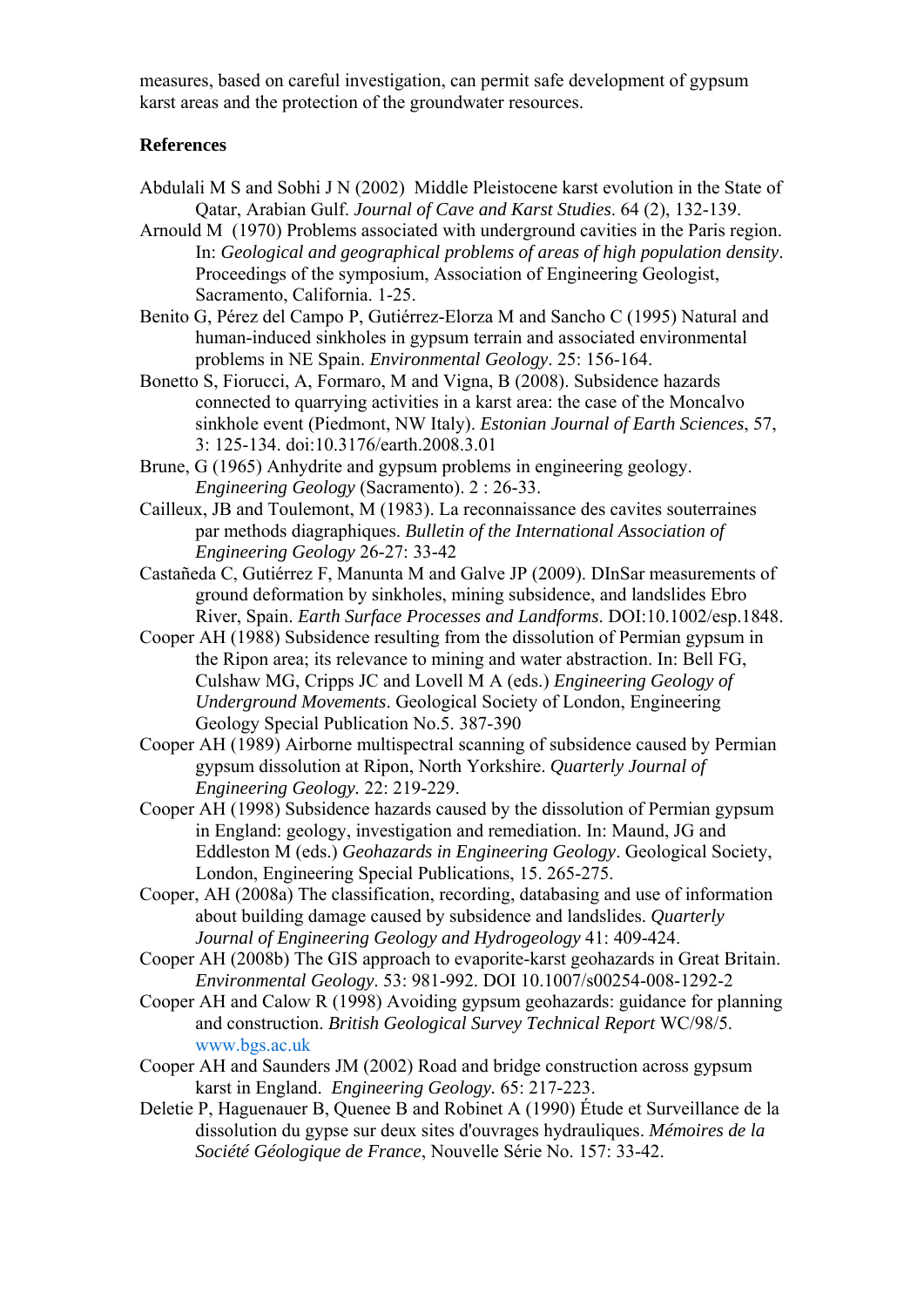measures, based on careful investigation, can permit safe development of gypsum karst areas and the protection of the groundwater resources.

## References

Abdulali M S and Sobhi J N (2002) Middle Pleistocene karst evolution in the State of Qatar, Arabian Gulf. *Journal of Cave and Karst Studies*. 64 (2), 132-139.

Arnould M (1970) Problems associated with underground cavities in the Paris region. In: *Geological and geographical problems of areas of high population density*. Proceedings of the symposium, Association of Engineering Geologist, Sacramento, California. 1-25.

Benito G, Pérez del Campo P, Gutiérrez-Elorza M and Sancho C (1995) Natural and human-induced sinkholes in gypsum terrain and associated environmental problems in NE Spain. *Environmental Geology*. 25: 156-164.

Bonetto S, Fiorucci, A, Formaro, M and Vigna, B (2008). Subsidence hazards connected to quarrying activities in a karst area: the case of the Moncalvo sinkhole event (Piedmont, NW Italy). *Estonian Journal of Earth Sciences*, 57, 3: 125-134. doi:10.3176/earth.2008.3.01

Brune, G (1965) Anhydrite and gypsum problems in engineering geology. *Engineering Geology* (Sacramento). 2 : 26-33.

Cailleux, JB and Toulemont, M (1983). La reconnaissance des cavites souterraines par methods diagraphiques. *Bulletin of the International Association of Engineering Geology* 26-27: 33-42

Castañeda C, Gutiérrez F, Manunta M and Galve JP (2009). DInSar measurements of ground deformation by sinkholes, mining subsidence, and landslides Ebro River, Spain. *Earth Surface Processes and Landforms*. DOI:10.1002/esp.1848.

Cooper AH (1988) Subsidence resulting from the dissolution of Permian gypsum in the Ripon area; its relevance to mining and water abstraction. In: Bell FG, Culshaw MG, Cripps JC and Lovell M A (eds.) *Engineering Geology of Underground Movements*. Geological Society of London, Engineering Geology Special Publication No.5. 387-390

Cooper AH (1989) Airborne multispectral scanning of subsidence caused by Permian gypsum dissolution at Ripon, North Yorkshire. *Quarterly Journal of Engineering Geology.* 22: 219-229.

Cooper AH (1998) Subsidence hazards caused by the dissolution of Permian gypsum in England: geology, investigation and remediation. In: Maund, JG and Eddleston M (eds.) *Geohazards in Engineering Geology*. Geological Society, London, Engineering Special Publications, 15. 265-275.

Cooper, AH (2008a) The classification, recording, databasing and use of information about building damage caused by subsidence and landslides. *Quarterly Journal of Engineering Geology and Hydrogeology* 41: 409-424.

Cooper AH (2008b) The GIS approach to evaporite-karst geohazards in Great Britain. *Environmental Geology*. 53: 981-992. DOI 10.1007/s00254-008-1292-2

Cooper AH and Calow R (1998) Avoiding gypsum geohazards: guidance for planning and construction. *British Geological Survey Technical Report* WC/98/5. www.bgs.ac.uk

Cooper AH and Saunders JM (2002) Road and bridge construction across gypsum karst in England. *Engineering Geology.* 65: 217-223.

Deletie P, Haguenauer B, Quenee B and Robinet A (1990) Étude et Surveillance de la dissolution du gypse sur deux sites d'ouvrages hydrauliques. *Mémoires de la Société Géologique de France*, Nouvelle Série No. 157: 33-42.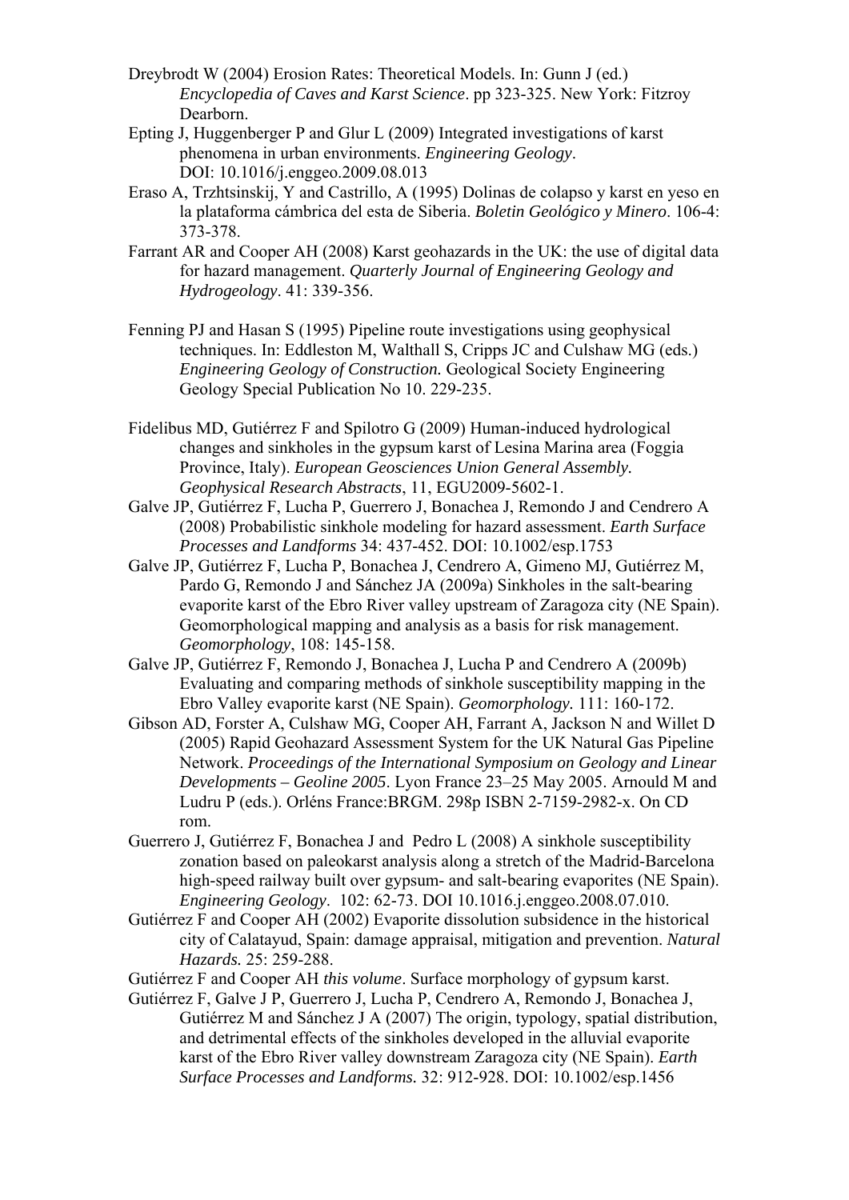Dreybrodt W (2004) Erosion Rates: Theoretical Models. In: Gunn J (ed.) *Encyclopedia of Caves and Karst Science*. pp 323-325. New York: Fitzroy Dearborn.

Epting J, Huggenberger P and Glur L (2009) Integrated investigations of karst phenomena in urban environments. *Engineering Geology*. DOI: 10.1016/j.enggeo.2009.08.013

Eraso A, Trzhtsinskij, Y and Castrillo, A (1995) Dolinas de colapso y karst en yeso en la plataforma cámbrica del esta de Siberia. *Boletin Geológico y Minero*. 106-4: 373-378.

Farrant AR and Cooper AH (2008) Karst geohazards in the UK: the use of digital data for hazard management. *Quarterly Journal of Engineering Geology and Hydrogeology*. 41: 339-356.

Fenning PJ and Hasan S (1995) Pipeline route investigations using geophysical techniques. In: Eddleston M, Walthall S, Cripps JC and Culshaw MG (eds.) *Engineering Geology of Construction.* Geological Society Engineering Geology Special Publication No 10. 229-235.

Fidelibus MD, Gutiérrez F and Spilotro G (2009) Human-induced hydrological changes and sinkholes in the gypsum karst of Lesina Marina area (Foggia Province, Italy). *European Geosciences Union General Assembly. Geophysical Research Abstracts*, 11, EGU2009-5602-1.

Galve JP, Gutiérrez F, Lucha P, Guerrero J, Bonachea J, Remondo J and Cendrero A (2008) Probabilistic sinkhole modeling for hazard assessment. *Earth Surface Processes and Landforms* 34: 437-452. DOI: 10.1002/esp.1753

Galve JP, Gutiérrez F, Lucha P, Bonachea J, Cendrero A, Gimeno MJ, Gutiérrez M, Pardo G, Remondo J and Sánchez JA (2009a) Sinkholes in the salt-bearing evaporite karst of the Ebro River valley upstream of Zaragoza city (NE Spain). Geomorphological mapping and analysis as a basis for risk management. *Geomorphology*, 108: 145-158.

Galve JP, Gutiérrez F, Remondo J, Bonachea J, Lucha P and Cendrero A (2009b) Evaluating and comparing methods of sinkhole susceptibility mapping in the Ebro Valley evaporite karst (NE Spain). *Geomorphology.* 111: 160-172.

Gibson AD, Forster A, Culshaw MG, Cooper AH, Farrant A, Jackson N and Willet D (2005) Rapid Geohazard Assessment System for the UK Natural Gas Pipeline Network. *Proceedings of the International Symposium on Geology and Linear Developments – Geoline 2005*. Lyon France 23–25 May 2005. Arnould M and Ludru P (eds.). Orléns France:BRGM. 298p ISBN 2-7159-2982-x. On CD rom.

Guerrero J, Gutiérrez F, Bonachea J and Pedro L (2008) A sinkhole susceptibility zonation based on paleokarst analysis along a stretch of the Madrid-Barcelona high-speed railway built over gypsum- and salt-bearing evaporites (NE Spain). *Engineering Geology*. 102: 62-73. DOI 10.1016.j.enggeo.2008.07.010.

Gutiérrez F and Cooper AH (2002) Evaporite dissolution subsidence in the historical city of Calatayud, Spain: damage appraisal, mitigation and prevention. *Natural Hazards.* 25: 259-288.

Gutiérrez F and Cooper AH *this volume*. Surface morphology of gypsum karst.

Gutiérrez F, Galve J P, Guerrero J, Lucha P, Cendrero A, Remondo J, Bonachea J, Gutiérrez M and Sánchez J A (2007) The origin, typology, spatial distribution, and detrimental effects of the sinkholes developed in the alluvial evaporite karst of the Ebro River valley downstream Zaragoza city (NE Spain). *Earth Surface Processes and Landforms.* 32: 912-928. DOI: 10.1002/esp.1456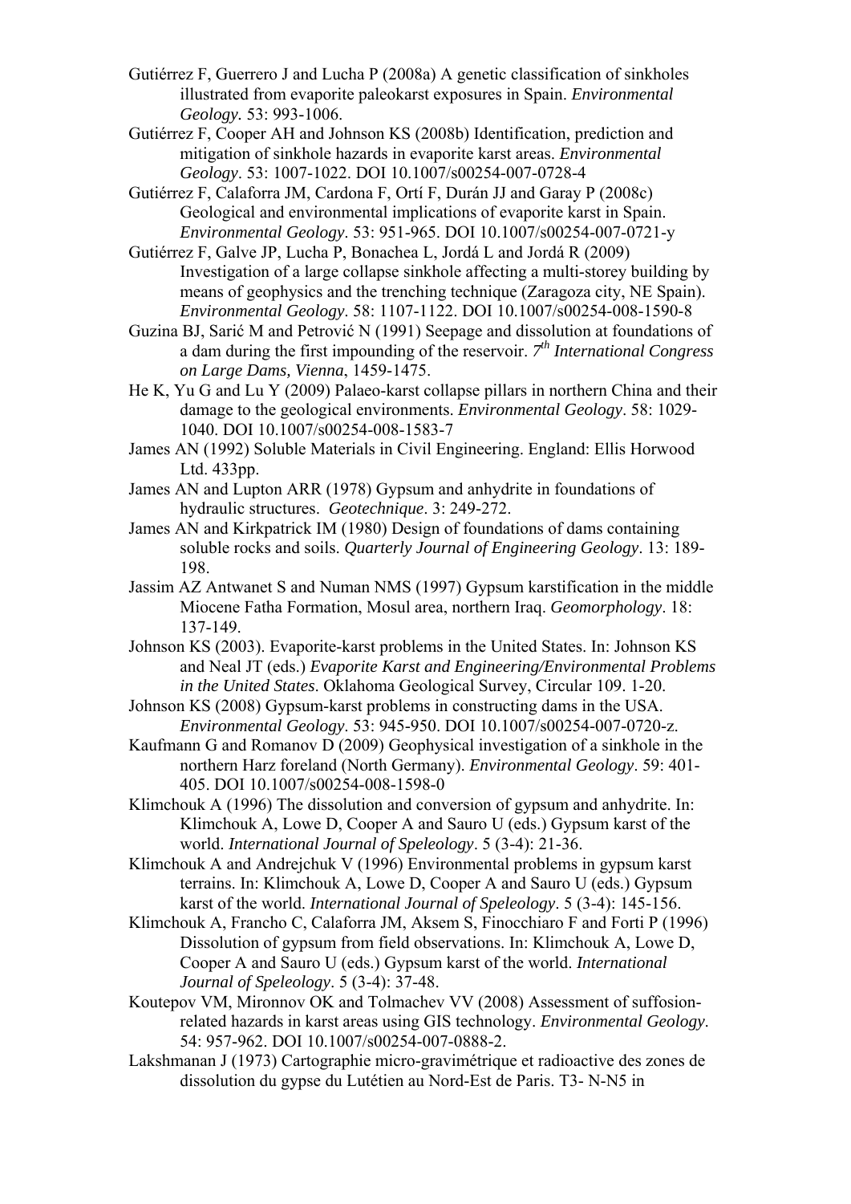Gutiérrez F, Guerrero J and Lucha P (2008a) A genetic classification of sinkholes illustrated from evaporite paleokarst exposures in Spain. *Environmental Geology.* 53: 993-1006.

Gutiérrez F, Cooper AH and Johnson KS (2008b) Identification, prediction and mitigation of sinkhole hazards in evaporite karst areas. *Environmental Geology*. 53: 1007-1022. DOI 10.1007/s00254-007-0728-4

Gutiérrez F, Calaforra JM, Cardona F, Ortí F, Durán JJ and Garay P (2008c) Geological and environmental implications of evaporite karst in Spain. *Environmental Geology*. 53: 951-965. DOI 10.1007/s00254-007-0721-y

Gutiérrez F, Galve JP, Lucha P, Bonachea L, Jordá L and Jordá R (2009) Investigation of a large collapse sinkhole affecting a multi-storey building by means of geophysics and the trenching technique (Zaragoza city, NE Spain). *Environmental Geology*. 58: 1107-1122. DOI 10.1007/s00254-008-1590-8

Guzina BJ, Sarić M and Petrović N (1991) Seepage and dissolution at foundations of a dam during the first impounding of the reservoir. *7th International Congress on Large Dams, Vienna*, 1459-1475.

He K, Yu G and Lu Y (2009) Palaeo-karst collapse pillars in northern China and their damage to the geological environments. *Environmental Geology*. 58: 1029-1040. DOI 10.1007/s00254-008-1583-7

James AN (1992) Soluble Materials in Civil Engineering. England: Ellis Horwood Ltd. 433pp.

James AN and Lupton ARR (1978) Gypsum and anhydrite in foundations of hydraulic structures. *Geotechnique*. 3: 249-272.

James AN and Kirkpatrick IM (1980) Design of foundations of dams containing soluble rocks and soils. *Quarterly Journal of Engineering Geology*. 13: 189-198.

Jassim AZ Antwanet S and Numan NMS (1997) Gypsum karstification in the middle Miocene Fatha Formation, Mosul area, northern Iraq. *Geomorphology*. 18: 137-149.

Johnson KS (2003). Evaporite-karst problems in the United States. In: Johnson KS and Neal JT (eds.) *Evaporite Karst and Engineering/Environmental Problems in the United States*. Oklahoma Geological Survey, Circular 109. 1-20.

Johnson KS (2008) Gypsum-karst problems in constructing dams in the USA. *Environmental Geology*. 53: 945-950. DOI 10.1007/s00254-007-0720-z.

Kaufmann G and Romanov D (2009) Geophysical investigation of a sinkhole in the northern Harz foreland (North Germany). *Environmental Geology*. 59: 401-405. DOI 10.1007/s00254-008-1598-0

Klimchouk A (1996) The dissolution and conversion of gypsum and anhydrite. In: Klimchouk A, Lowe D, Cooper A and Sauro U (eds.) Gypsum karst of the world. *International Journal of Speleology*. 5 (3-4): 21-36.

Klimchouk A and Andrejchuk V (1996) Environmental problems in gypsum karst terrains. In: Klimchouk A, Lowe D, Cooper A and Sauro U (eds.) Gypsum karst of the world. *International Journal of Speleology*. 5 (3-4): 145-156.

Klimchouk A, Francho C, Calaforra JM, Aksem S, Finocchiaro F and Forti P (1996) Dissolution of gypsum from field observations. In: Klimchouk A, Lowe D, Cooper A and Sauro U (eds.) Gypsum karst of the world. *International Journal of Speleology*. 5 (3-4): 37-48.

Koutepov VM, Mironnov OK and Tolmachev VV (2008) Assessment of suffosion-related hazards in karst areas using GIS technology. *Environmental Geology*. 54: 957-962. DOI 10.1007/s00254-007-0888-2.

Lakshmanan J (1973) Cartographie micro-gravimétrique et radioactive des zones de dissolution du gypse du Lutétien au Nord-Est de Paris. T3- N-N5 in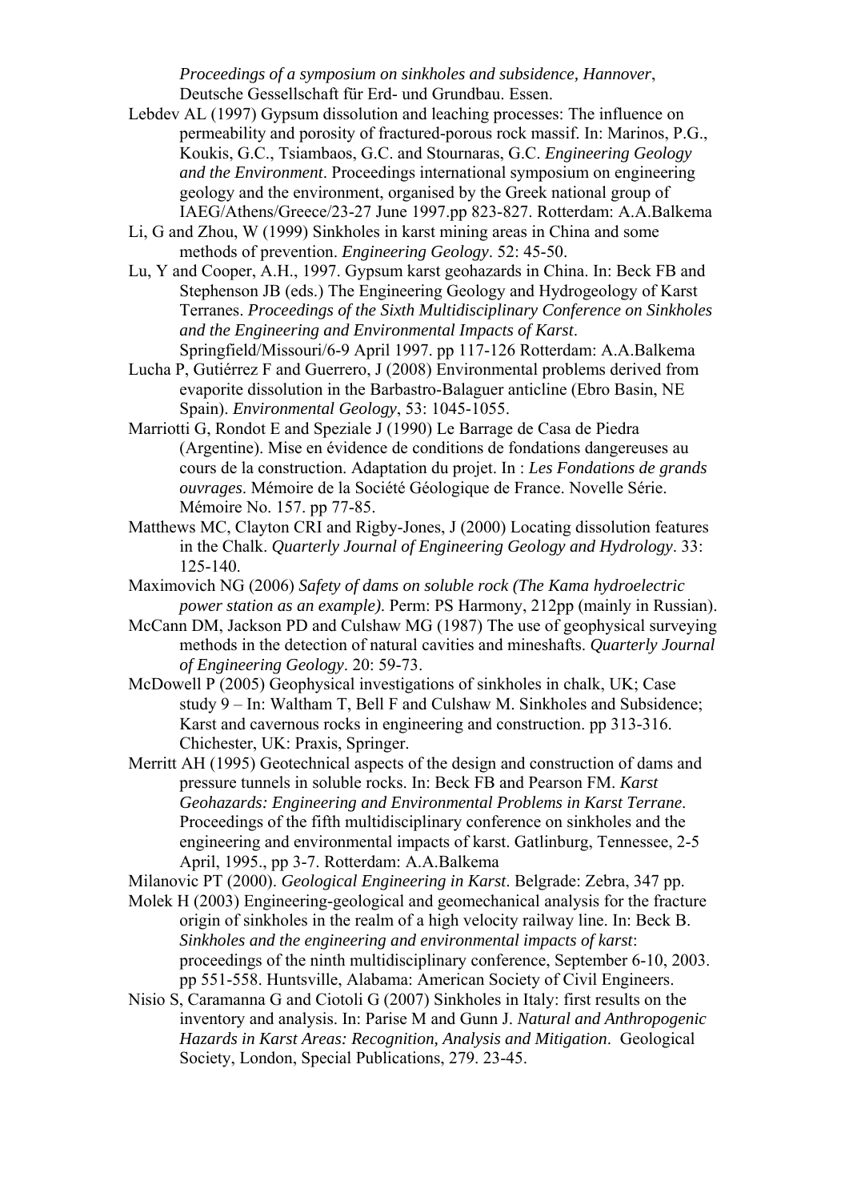*Proceedings of a symposium on sinkholes and subsidence, Hannover*, Deutsche Gessellschaft für Erd- und Grundbau. Essen.

Lebdev AL (1997) Gypsum dissolution and leaching processes: The influence on permeability and porosity of fractured-porous rock massif. In: Marinos, P.G., Koukis, G.C., Tsiambaos, G.C. and Stournaras, G.C. *Engineering Geology and the Environment*. Proceedings international symposium on engineering geology and the environment, organised by the Greek national group of IAEG/Athens/Greece/23-27 June 1997.pp 823-827. Rotterdam: A.A.Balkema

Li, G and Zhou, W (1999) Sinkholes in karst mining areas in China and some methods of prevention. *Engineering Geology*. 52: 45-50.

Lu, Y and Cooper, A.H., 1997. Gypsum karst geohazards in China. In: Beck FB and Stephenson JB (eds.) The Engineering Geology and Hydrogeology of Karst Terranes. *Proceedings of the Sixth Multidisciplinary Conference on Sinkholes and the Engineering and Environmental Impacts of Karst*. Springfield/Missouri/6-9 April 1997. pp 117-126 Rotterdam: A.A.Balkema

Lucha P, Gutiérrez F and Guerrero, J (2008) Environmental problems derived from evaporite dissolution in the Barbastro-Balaguer anticline (Ebro Basin, NE Spain). *Environmental Geology*, 53: 1045-1055.

Marriotti G, Rondot E and Speziale J (1990) Le Barrage de Casa de Piedra (Argentine). Mise en évidence de conditions de fondations dangereuses au cours de la construction. Adaptation du projet. In : *Les Fondations de grands ouvrages*. Mémoire de la Société Géologique de France. Novelle Série. Mémoire No. 157. pp 77-85.

Matthews MC, Clayton CRI and Rigby-Jones, J (2000) Locating dissolution features in the Chalk. *Quarterly Journal of Engineering Geology and Hydrology*. 33: 125-140.

Maximovich NG (2006) *Safety of dams on soluble rock (The Kama hydroelectric power station as an example)*. Perm: PS Harmony, 212pp (mainly in Russian).

McCann DM, Jackson PD and Culshaw MG (1987) The use of geophysical surveying methods in the detection of natural cavities and mineshafts. *Quarterly Journal of Engineering Geology*. 20: 59-73.

McDowell P (2005) Geophysical investigations of sinkholes in chalk, UK; Case study 9 – In: Waltham T, Bell F and Culshaw M. Sinkholes and Subsidence; Karst and cavernous rocks in engineering and construction. pp 313-316. Chichester, UK: Praxis, Springer.

Merritt AH (1995) Geotechnical aspects of the design and construction of dams and pressure tunnels in soluble rocks. In: Beck FB and Pearson FM. *Karst Geohazards: Engineering and Environmental Problems in Karst Terrane*. Proceedings of the fifth multidisciplinary conference on sinkholes and the engineering and environmental impacts of karst. Gatlinburg, Tennessee, 2-5 April, 1995., pp 3-7. Rotterdam: A.A.Balkema

Milanovic PT (2000). *Geological Engineering in Karst*. Belgrade: Zebra, 347 pp.

Molek H (2003) Engineering-geological and geomechanical analysis for the fracture origin of sinkholes in the realm of a high velocity railway line. In: Beck B. *Sinkholes and the engineering and environmental impacts of karst*: proceedings of the ninth multidisciplinary conference, September 6-10, 2003. pp 551-558. Huntsville, Alabama: American Society of Civil Engineers.

Nisio S, Caramanna G and Ciotoli G (2007) Sinkholes in Italy: first results on the inventory and analysis. In: Parise M and Gunn J. *Natural and Anthropogenic Hazards in Karst Areas: Recognition, Analysis and Mitigation*. Geological Society, London, Special Publications, 279. 23-45.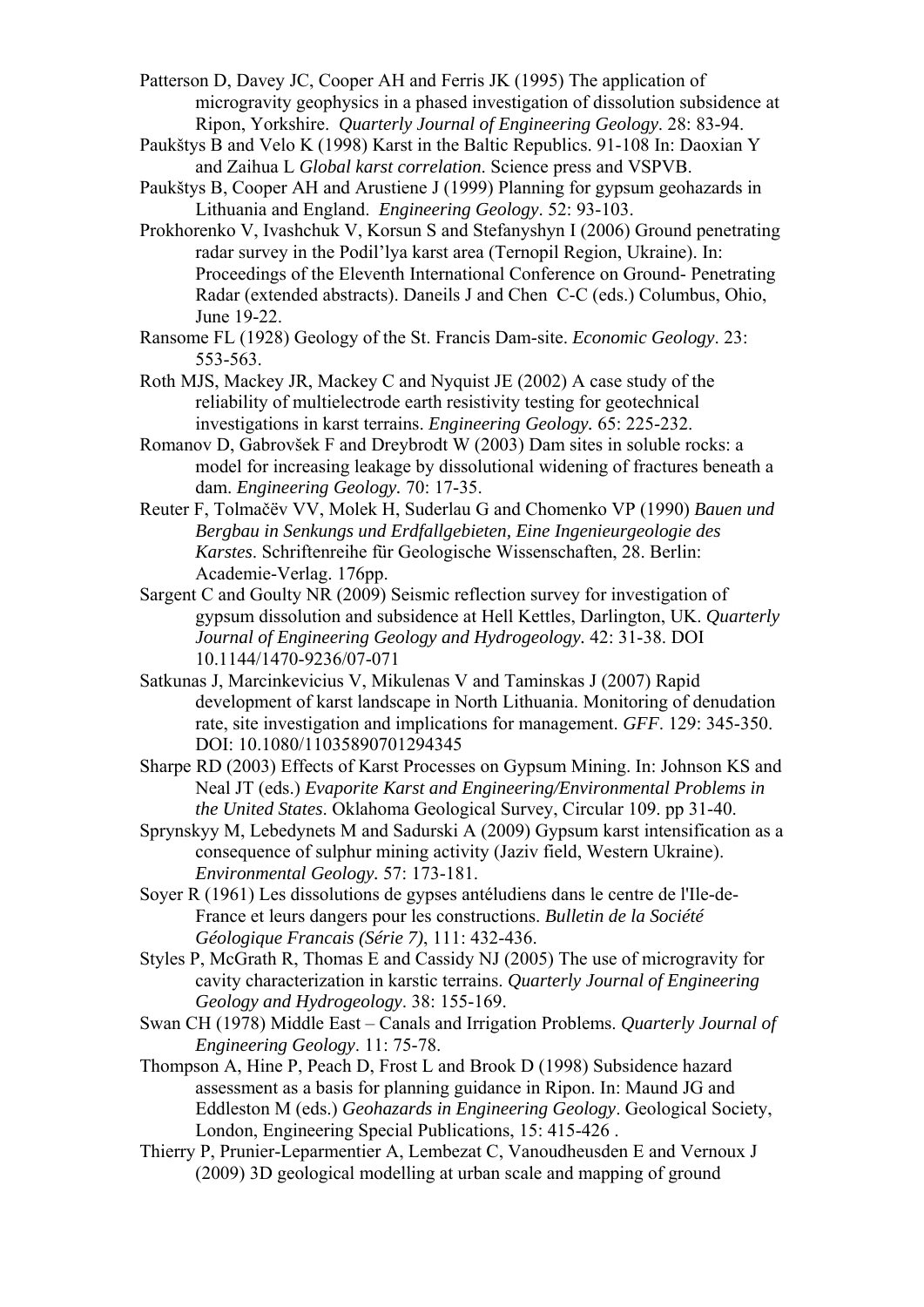Patterson D, Davey JC, Cooper AH and Ferris JK (1995) The application of microgravity geophysics in a phased investigation of dissolution subsidence at Ripon, Yorkshire. *Quarterly Journal of Engineering Geology*. 28: 83-94.

Paukštys B and Velo K (1998) Karst in the Baltic Republics. 91-108 In: Daoxian Y and Zaihua L *Global karst correlation*. Science press and VSPVB.

Paukštys B, Cooper AH and Arustiene J (1999) Planning for gypsum geohazards in Lithuania and England. *Engineering Geology*. 52: 93-103.

Prokhorenko V, Ivashchuk V, Korsun S and Stefanyshyn I (2006) Ground penetrating radar survey in the Podil'lya karst area (Ternopil Region, Ukraine). In: Proceedings of the Eleventh International Conference on Ground- Penetrating Radar (extended abstracts). Daneils J and Chen C-C (eds.) Columbus, Ohio, June 19-22.

Ransome FL (1928) Geology of the St. Francis Dam-site. *Economic Geology*. 23: 553-563.

Roth MJS, Mackey JR, Mackey C and Nyquist JE (2002) A case study of the reliability of multielectrode earth resistivity testing for geotechnical investigations in karst terrains. *Engineering Geology.* 65: 225-232.

Romanov D, Gabrovšek F and Dreybrodt W (2003) Dam sites in soluble rocks: a model for increasing leakage by dissolutional widening of fractures beneath a dam. *Engineering Geology.* 70: 17-35.

Reuter F, Tolmačëv VV, Molek H, Suderlau G and Chomenko VP (1990) *Bauen und Bergbau in Senkungs und Erdfallgebieten, Eine Ingenieurgeologie des Karstes*. Schriftenreihe für Geologische Wissenschaften, 28. Berlin: Academie-Verlag. 176pp.

Sargent C and Goulty NR (2009) Seismic reflection survey for investigation of gypsum dissolution and subsidence at Hell Kettles, Darlington, UK. *Quarterly Journal of Engineering Geology and Hydrogeology.* 42: 31-38. DOI 10.1144/1470-9236/07-071

Satkunas J, Marcinkevicius V, Mikulenas V and Taminskas J (2007) Rapid development of karst landscape in North Lithuania. Monitoring of denudation rate, site investigation and implications for management. *GFF*. 129: 345-350. DOI: 10.1080/11035890701294345

Sharpe RD (2003) Effects of Karst Processes on Gypsum Mining. In: Johnson KS and Neal JT (eds.) *Evaporite Karst and Engineering/Environmental Problems in the United States*. Oklahoma Geological Survey, Circular 109. pp 31-40.

Sprynskyy M, Lebedynets M and Sadurski A (2009) Gypsum karst intensification as a consequence of sulphur mining activity (Jaziv field, Western Ukraine). *Environmental Geology.* 57: 173-181.

Soyer R (1961) Les dissolutions de gypses antéludiens dans le centre de l'Ile-de-France et leurs dangers pour les constructions. *Bulletin de la Société Géologique Francais (Série 7)*, 111: 432-436.

Styles P, McGrath R, Thomas E and Cassidy NJ (2005) The use of microgravity for cavity characterization in karstic terrains. *Quarterly Journal of Engineering Geology and Hydrogeology*. 38: 155-169.

Swan CH (1978) Middle East – Canals and Irrigation Problems. *Quarterly Journal of Engineering Geology*. 11: 75-78.

Thompson A, Hine P, Peach D, Frost L and Brook D (1998) Subsidence hazard assessment as a basis for planning guidance in Ripon. In: Maund JG and Eddleston M (eds.) *Geohazards in Engineering Geology*. Geological Society, London, Engineering Special Publications, 15: 415-426 .

Thierry P, Prunier-Leparmentier A, Lembezat C, Vanoudheusden E and Vernoux J (2009) 3D geological modelling at urban scale and mapping of ground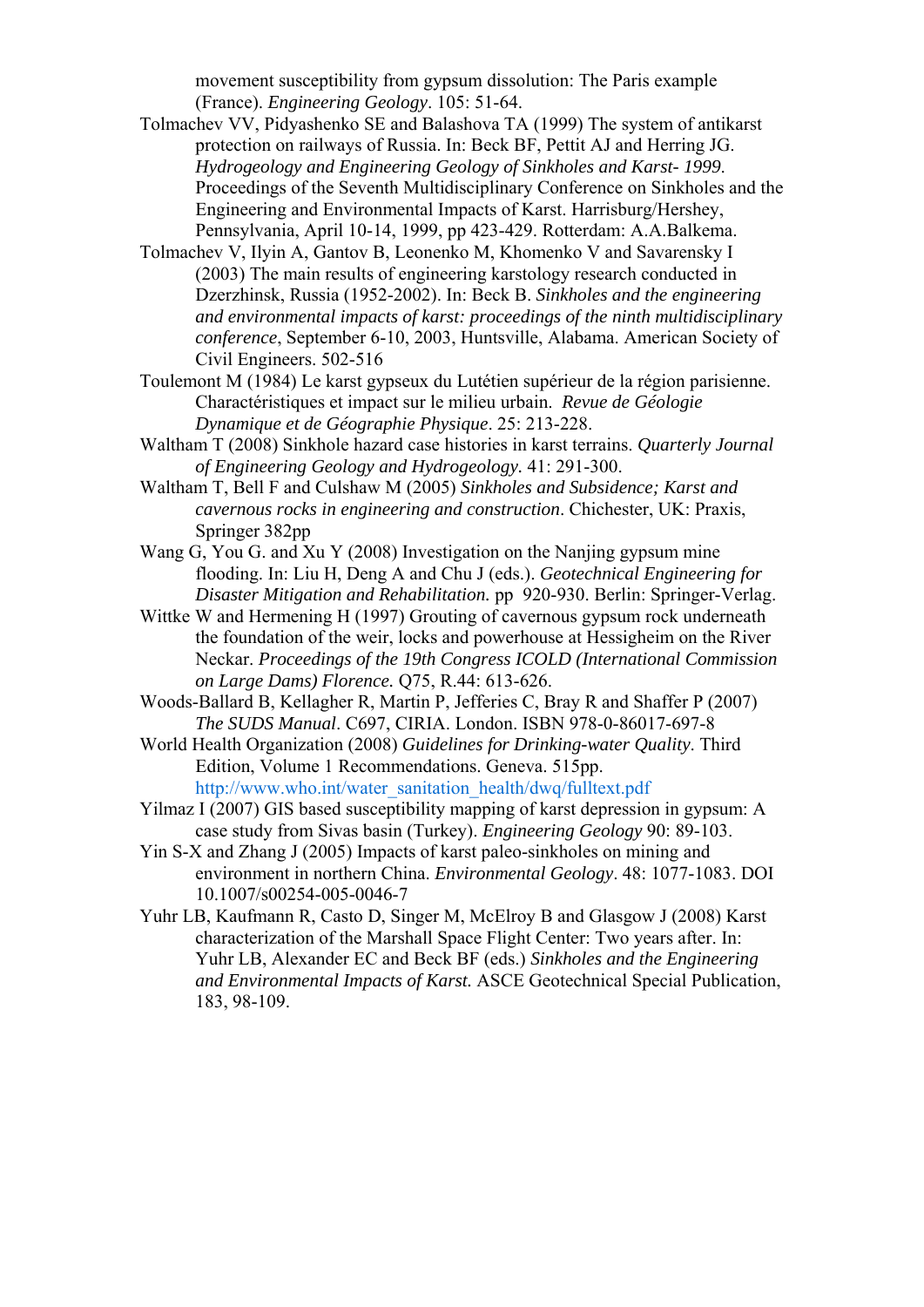movement susceptibility from gypsum dissolution: The Paris example (France). *Engineering Geology*. 105: 51-64.

Tolmachev VV, Pidyashenko SE and Balashova TA (1999) The system of antikarst protection on railways of Russia. In: Beck BF, Pettit AJ and Herring JG. *Hydrogeology and Engineering Geology of Sinkholes and Karst- 1999.* Proceedings of the Seventh Multidisciplinary Conference on Sinkholes and the Engineering and Environmental Impacts of Karst. Harrisburg/Hershey, Pennsylvania, April 10-14, 1999, pp 423-429. Rotterdam: A.A.Balkema.

Tolmachev V, Ilyin A, Gantov B, Leonenko M, Khomenko V and Savarensky I (2003) The main results of engineering karstology research conducted in Dzerzhinsk, Russia (1952-2002). In: Beck B. *Sinkholes and the engineering and environmental impacts of karst: proceedings of the ninth multidisciplinary conference*, September 6-10, 2003, Huntsville, Alabama. American Society of Civil Engineers. 502-516

Toulemont M (1984) Le karst gypseux du Lutétien supérieur de la région parisienne. Charactéristiques et impact sur le milieu urbain. *Revue de Géologie Dynamique et de Géographie Physique*. 25: 213-228.

Waltham T (2008) Sinkhole hazard case histories in karst terrains. *Quarterly Journal of Engineering Geology and Hydrogeology*. 41: 291-300.

Waltham T, Bell F and Culshaw M (2005) *Sinkholes and Subsidence; Karst and cavernous rocks in engineering and construction*. Chichester, UK: Praxis, Springer 382pp

Wang G, You G. and Xu Y (2008) Investigation on the Nanjing gypsum mine flooding. In: Liu H, Deng A and Chu J (eds.). *Geotechnical Engineering for Disaster Mitigation and Rehabilitation.* pp 920-930. Berlin: Springer-Verlag.

Wittke W and Hermening H (1997) Grouting of cavernous gypsum rock underneath the foundation of the weir, locks and powerhouse at Hessigheim on the River Neckar. *Proceedings of the 19th Congress ICOLD (International Commission on Large Dams) Florence.* Q75, R.44: 613-626.

Woods-Ballard B, Kellagher R, Martin P, Jefferies C, Bray R and Shaffer P (2007) *The SUDS Manual*. C697, CIRIA. London. ISBN 978-0-86017-697-8

World Health Organization (2008) *Guidelines for Drinking-water Quality*. Third Edition, Volume 1 Recommendations. Geneva. 515pp. http://www.who.int/water_sanitation_health/dwq/fulltext.pdf

Yilmaz I (2007) GIS based susceptibility mapping of karst depression in gypsum: A case study from Sivas basin (Turkey). *Engineering Geology* 90: 89-103.

Yin S-X and Zhang J (2005) Impacts of karst paleo-sinkholes on mining and environment in northern China. *Environmental Geology*. 48: 1077-1083. DOI 10.1007/s00254-005-0046-7

Yuhr LB, Kaufmann R, Casto D, Singer M, McElroy B and Glasgow J (2008) Karst characterization of the Marshall Space Flight Center: Two years after. In: Yuhr LB, Alexander EC and Beck BF (eds.) *Sinkholes and the Engineering and Environmental Impacts of Karst.* ASCE Geotechnical Special Publication, 183, 98-109.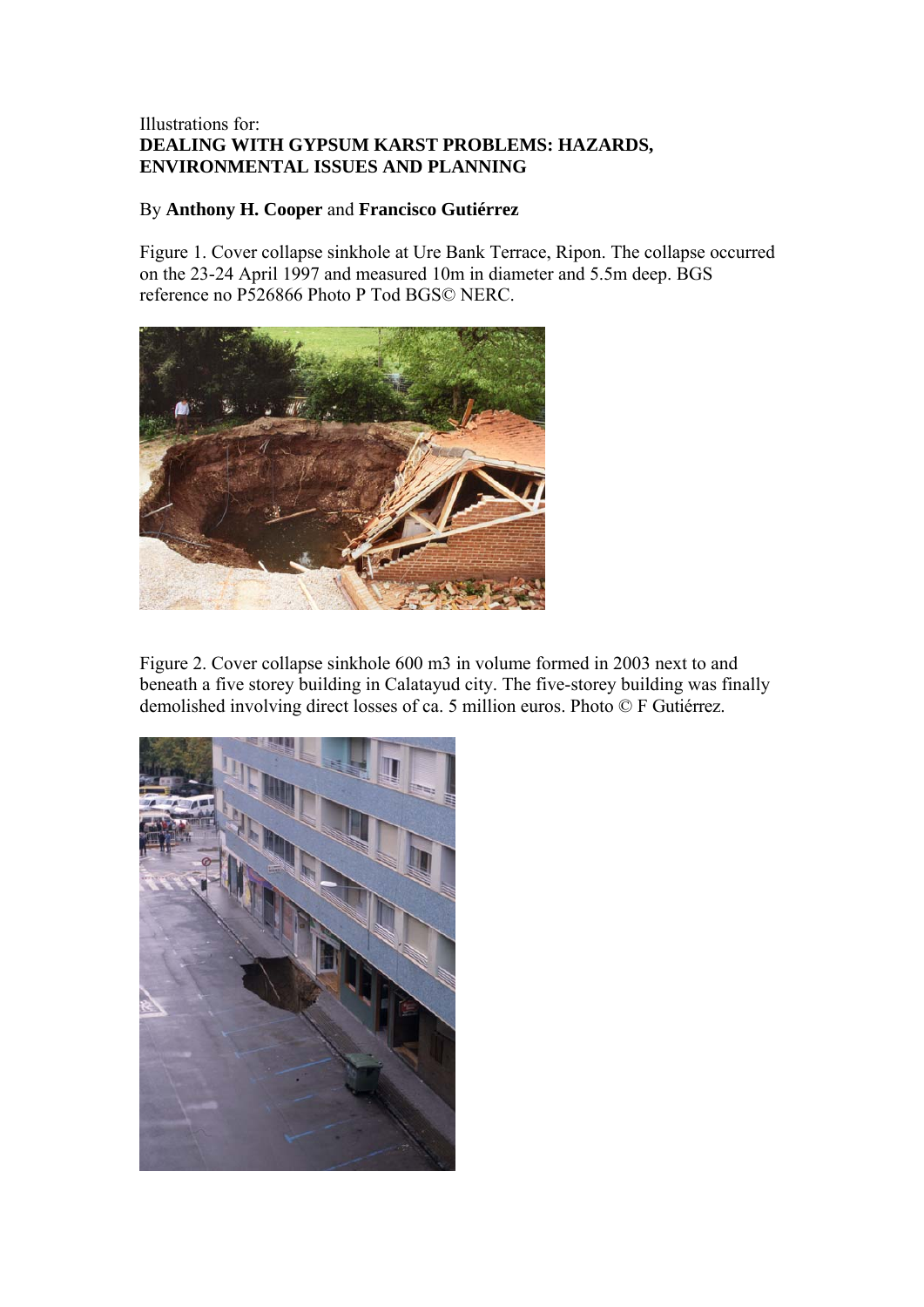Illustrations for:
**DEALING WITH GYPSUM KARST PROBLEMS: HAZARDS, ENVIRONMENTAL ISSUES AND PLANNING**

By **Anthony H. Cooper** and **Francisco Gutiérrez**

Figure 1. Cover collapse sinkhole at Ure Bank Terrace, Ripon. The collapse occurred on the 23-24 April 1997 and measured 10m in diameter and 5.5m deep. BGS reference no P526866 Photo P Tod BGS© NERC.

Figure 2. Cover collapse sinkhole 600 m3 in volume formed in 2003 next to and beneath a five storey building in Calatayud city. The five-storey building was finally demolished involving direct losses of ca. 5 million euros. Photo © F Gutiérrez.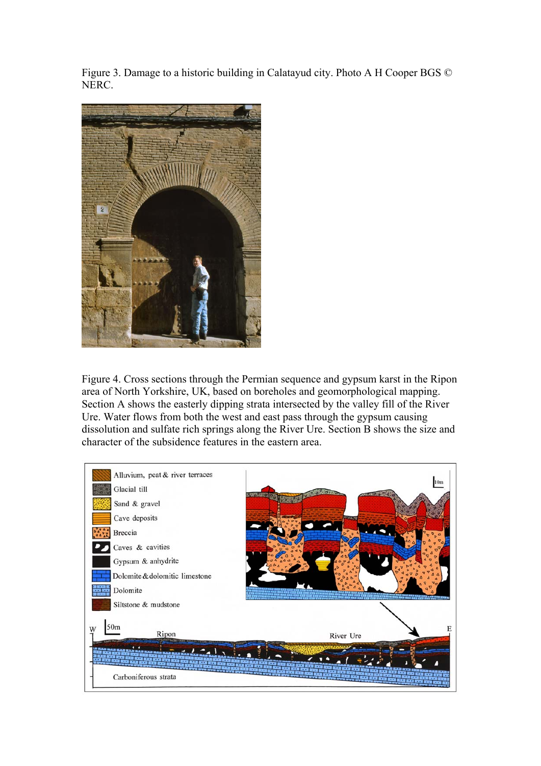Figure 3. Damage to a historic building in Calatayud city. Photo A H Cooper BGS © NERC.

Figure 4. Cross sections through the Permian sequence and gypsum karst in the Ripon area of North Yorkshire, UK, based on boreholes and geomorphological mapping. Section A shows the easterly dipping strata intersected by the valley fill of the River Ure. Water flows from both the west and east pass through the gypsum causing dissolution and sulfate rich springs along the River Ure. Section B shows the size and character of the subsidence features in the eastern area.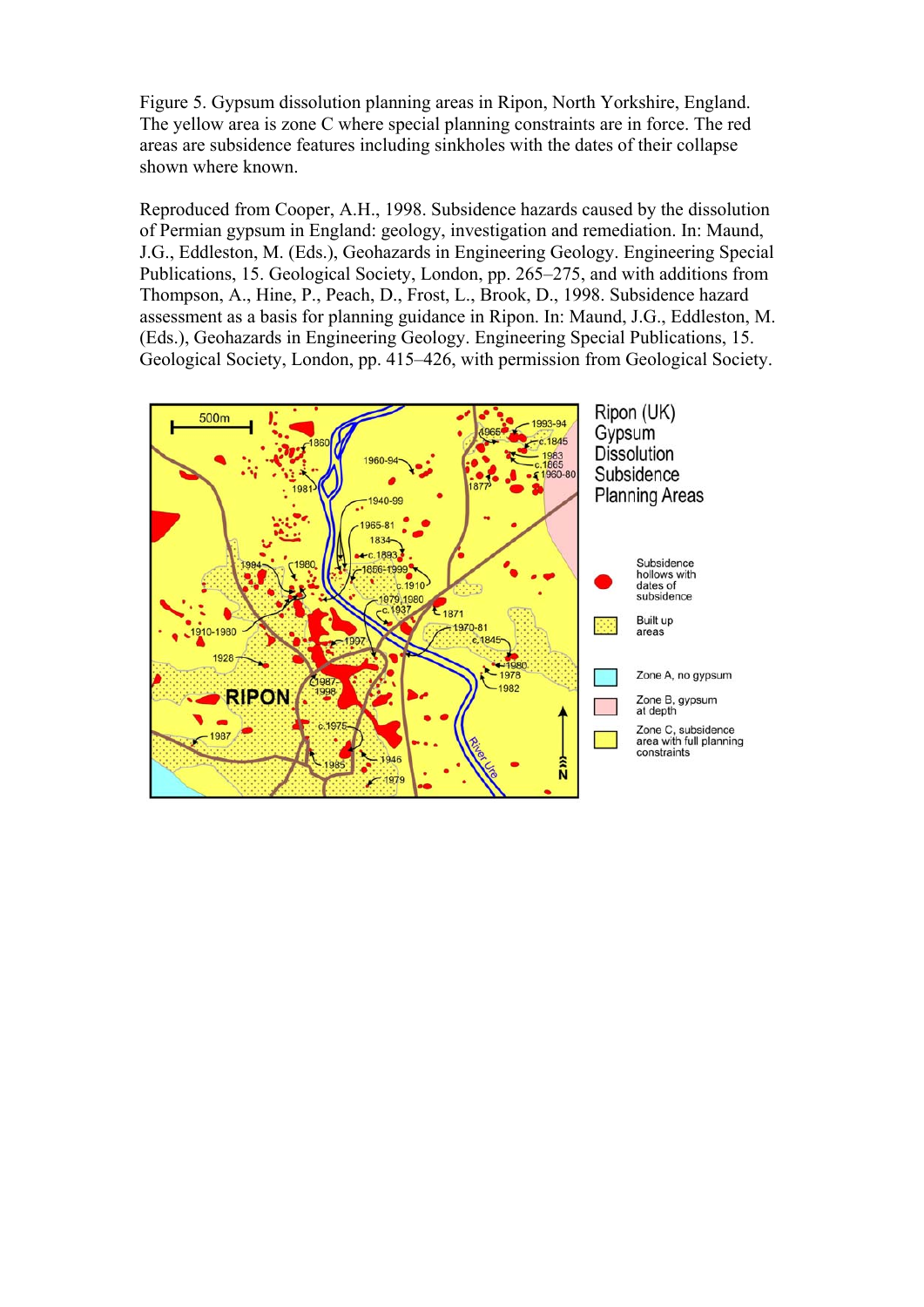Figure 5. Gypsum dissolution planning areas in Ripon, North Yorkshire, England. The yellow area is zone C where special planning constraints are in force. The red areas are subsidence features including sinkholes with the dates of their collapse shown where known.

Reproduced from Cooper, A.H., 1998. Subsidence hazards caused by the dissolution of Permian gypsum in England: geology, investigation and remediation. In: Maund, J.G., Eddleston, M. (Eds.), Geohazards in Engineering Geology. Engineering Special Publications, 15. Geological Society, London, pp. 265–275, and with additions from Thompson, A., Hine, P., Peach, D., Frost, L., Brook, D., 1998. Subsidence hazard assessment as a basis for planning guidance in Ripon. In: Maund, J.G., Eddleston, M. (Eds.), Geohazards in Engineering Geology. Engineering Special Publications, 15. Geological Society, London, pp. 415–426, with permission from Geological Society.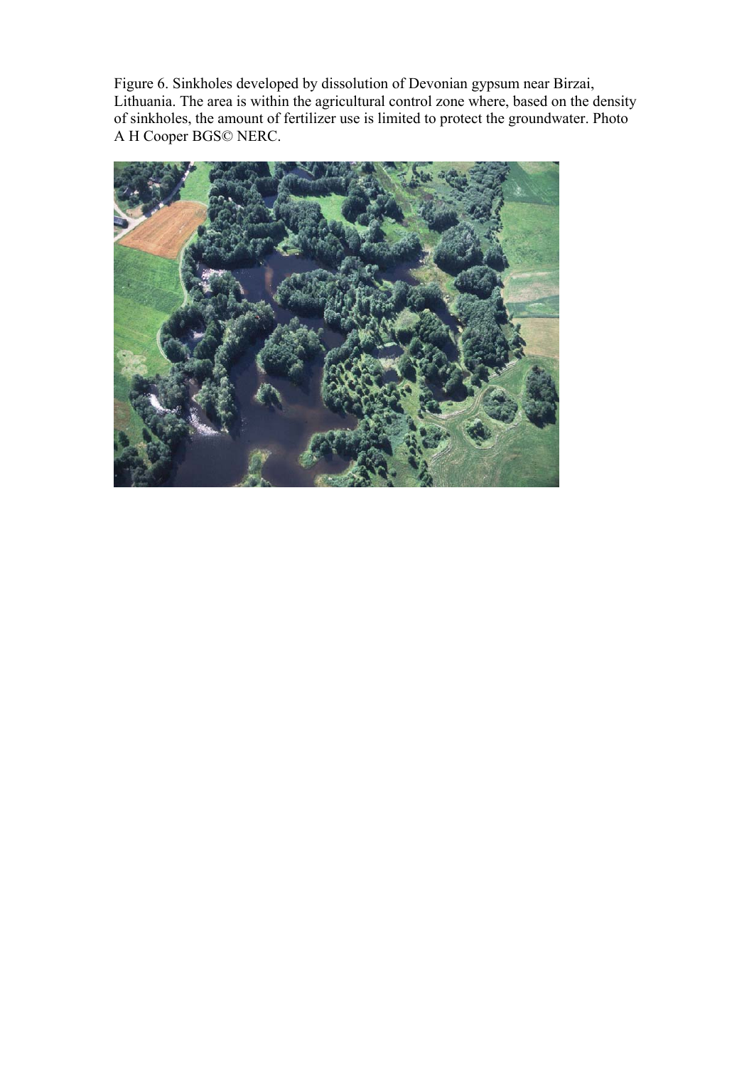Figure 6. Sinkholes developed by dissolution of Devonian gypsum near Birzai, Lithuania. The area is within the agricultural control zone where, based on the density of sinkholes, the amount of fertilizer use is limited to protect the groundwater. Photo A H Cooper BGS© NERC.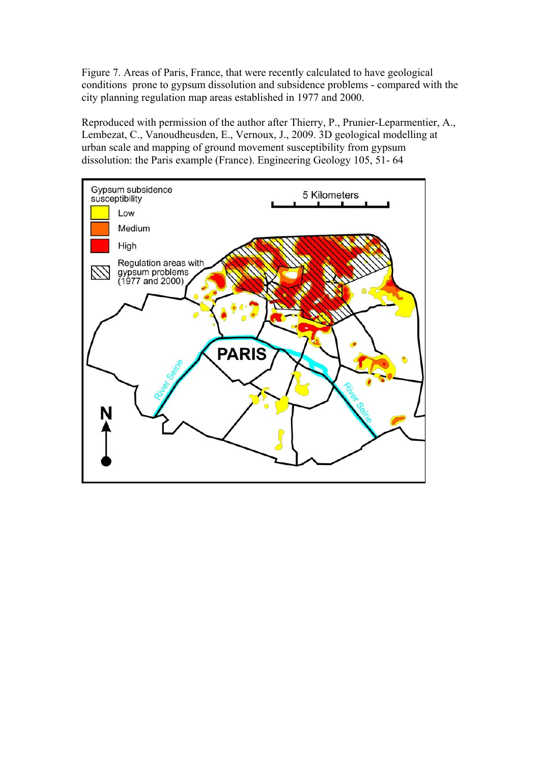Figure 7. Areas of Paris, France, that were recently calculated to have geological conditions prone to gypsum dissolution and subsidence problems - compared with the city planning regulation map areas established in 1977 and 2000.

Reproduced with permission of the author after Thierry, P., Prunier-Leparmentier, A., Lembezat, C., Vanoudheusden, E., Vernoux, J., 2009. 3D geological modelling at urban scale and mapping of ground movement susceptibility from gypsum dissolution: the Paris example (France). Engineering Geology 105, 51- 64

Gypsum subsidence susceptibility

Low

Medium

High

Regulation areas with gypsum problems (1977 and 2000)

5 Kilometers

PARIS

River Seine

River Seine

N